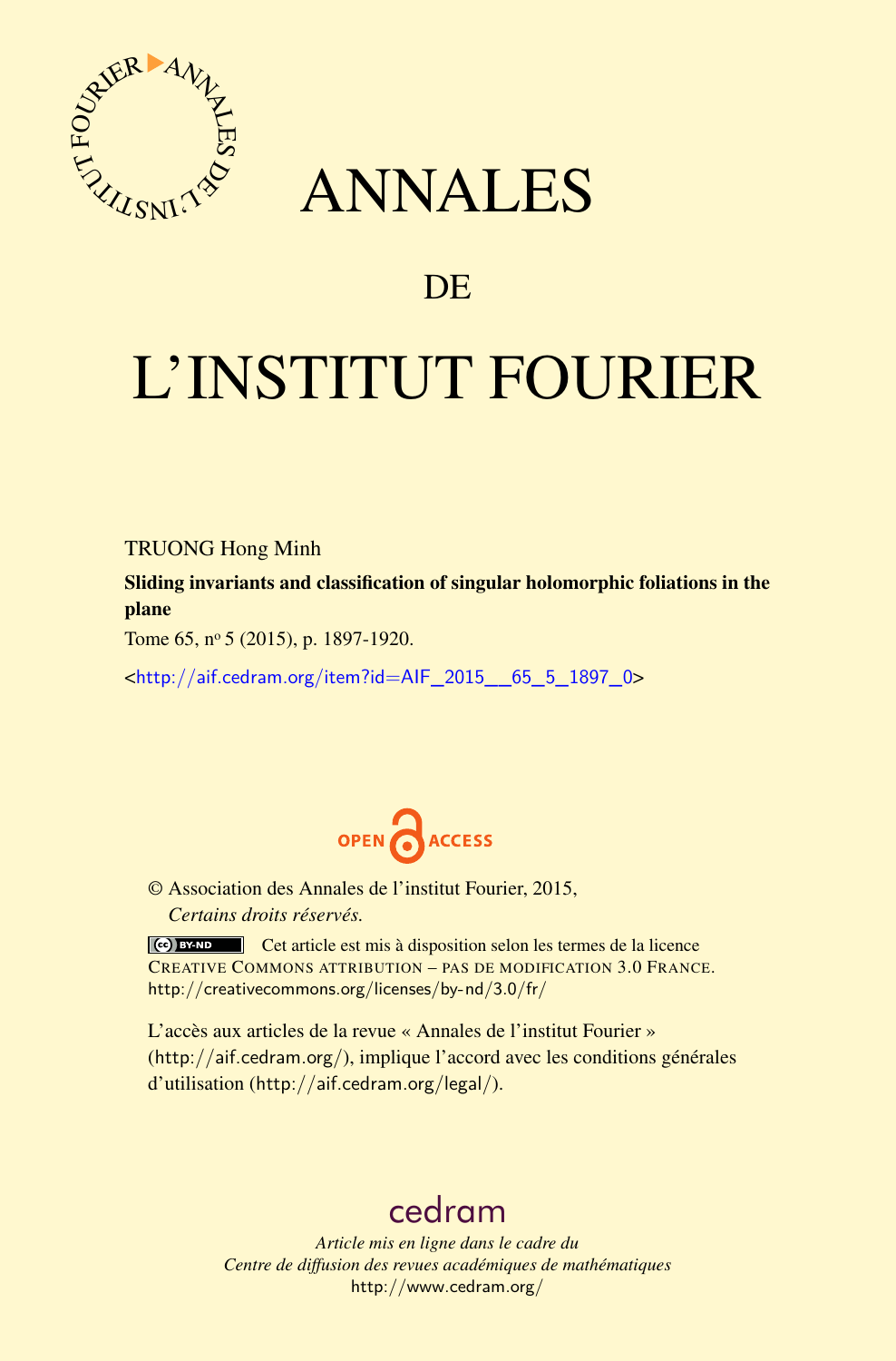# ANNALES

## DE

# L'INSTITUT FOURIER

TRUONG Hong Minh

**Sliding invariants and classification of singular holomorphic foliations in the plane**

Tome 65, nº 5 (2015), p. 1897-1920.

<http://aif.cedram.org/item?id=AIF_2015__65_5_1897_0>

OPEN ACCESS

© Association des Annales de l'institut Fourier, 2015,
*Certains droits réservés.*

Cet article est mis à disposition selon les termes de la licence CREATIVE COMMONS ATTRIBUTION – PAS DE MODIFICATION 3.0 FRANCE.
http://creativecommons.org/licenses/by-nd/3.0/fr/

L'accès aux articles de la revue « Annales de l'institut Fourier » (http://aif.cedram.org/), implique l'accord avec les conditions générales d'utilisation (http://aif.cedram.org/legal/).

cedram

*Article mis en ligne dans le cadre du*
*Centre de diffusion des revues académiques de mathématiques*
http://www.cedram.org/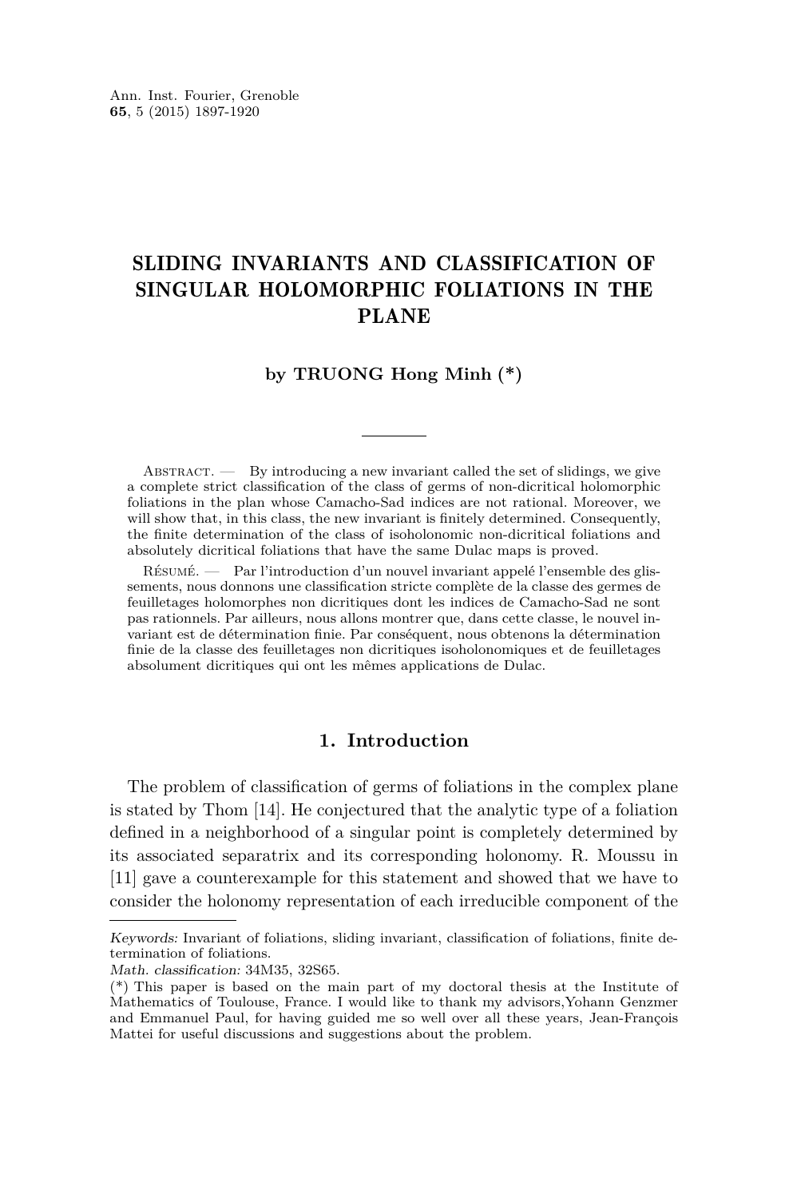# SLIDING INVARIANTS AND CLASSIFICATION OF SINGULAR HOLOMORPHIC FOLIATIONS IN THE PLANE

**by TRUONG Hong Minh (*)**

Abstract. — By introducing a new invariant called the set of slidings, we give a complete strict classification of the class of germs of non-dicritical holomorphic foliations in the plan whose Camacho-Sad indices are not rational. Moreover, we will show that, in this class, the new invariant is finitely determined. Consequently, the finite determination of the class of isoholonomic non-dicritical foliations and absolutely dicritical foliations that have the same Dulac maps is proved.

Résumé. — Par l'introduction d'un nouvel invariant appelé l'ensemble des glissements, nous donnons une classification stricte complète de la classe des germes de feuilletages holomorphes non dicritiques dont les indices de Camacho-Sad ne sont pas rationnels. Par ailleurs, nous allons montrer que, dans cette classe, le nouvel invariant est de détermination finie. Par conséquent, nous obtenons la détermination finie de la classe des feuilletages non dicritiques isoholonomiques et de feuilletages absolument dicritiques qui ont les mêmes applications de Dulac.

## 1. Introduction

The problem of classification of germs of foliations in the complex plane is stated by Thom [14]. He conjectured that the analytic type of a foliation defined in a neighborhood of a singular point is completely determined by its associated separatrix and its corresponding holonomy. R. Moussu in [11] gave a counterexample for this statement and showed that we have to consider the holonomy representation of each irreducible component of the

---

*Keywords:* Invariant of foliations, sliding invariant, classification of foliations, finite determination of foliations.

*Math. classification:* 34M35, 32S65.

(*) This paper is based on the main part of my doctoral thesis at the Institute of Mathematics of Toulouse, France. I would like to thank my advisors,Yohann Genzmer and Emmanuel Paul, for having guided me so well over all these years, Jean-François Mattei for useful discussions and suggestions about the problem.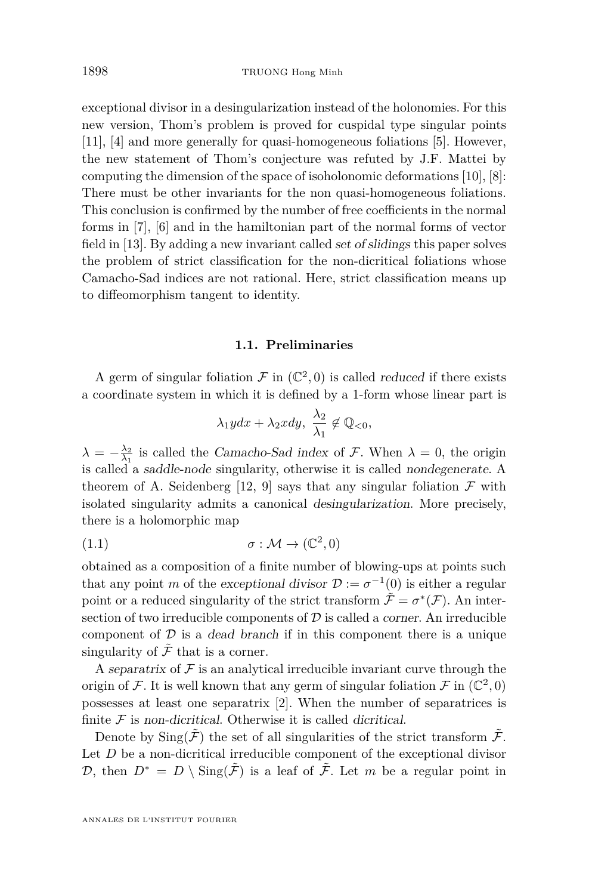exceptional divisor in a desingularization instead of the holonomies. For this new version, Thom's problem is proved for cuspidal type singular points [11], [4] and more generally for quasi-homogeneous foliations [5]. However, the new statement of Thom's conjecture was refuted by J.F. Mattei by computing the dimension of the space of isoholonomic deformations [10], [8]: There must be other invariants for the non quasi-homogeneous foliations. This conclusion is confirmed by the number of free coefficients in the normal forms in [7], [6] and in the hamiltonian part of the normal forms of vector field in [13]. By adding a new invariant called *set of slidings* this paper solves the problem of strict classification for the non-dicritical foliations whose Camacho-Sad indices are not rational. Here, strict classification means up to diffeomorphism tangent to identity.

### 1.1. Preliminaries

A germ of singular foliation $\mathcal{F}$ in $(\mathbb{C}^2,0)$ is called *reduced* if there exists a coordinate system in which it is defined by a 1-form whose linear part is

$$\lambda_1 y dx + \lambda_2 x dy,\ \frac{\lambda_2}{\lambda_1} \notin \mathbb{Q}_{<0},$$

$\lambda = -\frac{\lambda_2}{\lambda_1}$ is called the *Camacho-Sad index* of $\mathcal{F}$. When $\lambda = 0$, the origin is called a *saddle-node* singularity, otherwise it is called *nondegenerate*. A theorem of A. Seidenberg [12, 9] says that any singular foliation $\mathcal{F}$ with isolated singularity admits a canonical *desingularization*. More precisely, there is a holomorphic map

$$\sigma : \mathcal{M} \to (\mathbb{C}^2, 0) \tag{1.1}$$

obtained as a composition of a finite number of blowing-ups at points such that any point $m$ of the *exceptional divisor* $\mathcal{D} := \sigma^{-1}(0)$ is either a regular point or a reduced singularity of the strict transform $\tilde{\mathcal{F}} = \sigma^*(\mathcal{F})$. An intersection of two irreducible components of $\mathcal{D}$ is called a *corner*. An irreducible component of $\mathcal{D}$ is a *dead branch* if in this component there is a unique singularity of $\tilde{\mathcal{F}}$ that is a corner.

A *separatrix* of $\mathcal{F}$ is an analytical irreducible invariant curve through the origin of $\mathcal{F}$. It is well known that any germ of singular foliation $\mathcal{F}$ in $(\mathbb{C}^2,0)$ possesses at least one separatrix [2]. When the number of separatrices is finite $\mathcal{F}$ is *non-dicritical*. Otherwise it is called *dicritical*.

Denote by $\mathrm{Sing}(\tilde{\mathcal{F}})$ the set of all singularities of the strict transform $\tilde{\mathcal{F}}$. Let $D$ be a non-dicritical irreducible component of the exceptional divisor $\mathcal{D}$, then $D^* = D \setminus \mathrm{Sing}(\tilde{\mathcal{F}})$ is a leaf of $\tilde{\mathcal{F}}$. Let $m$ be a regular point in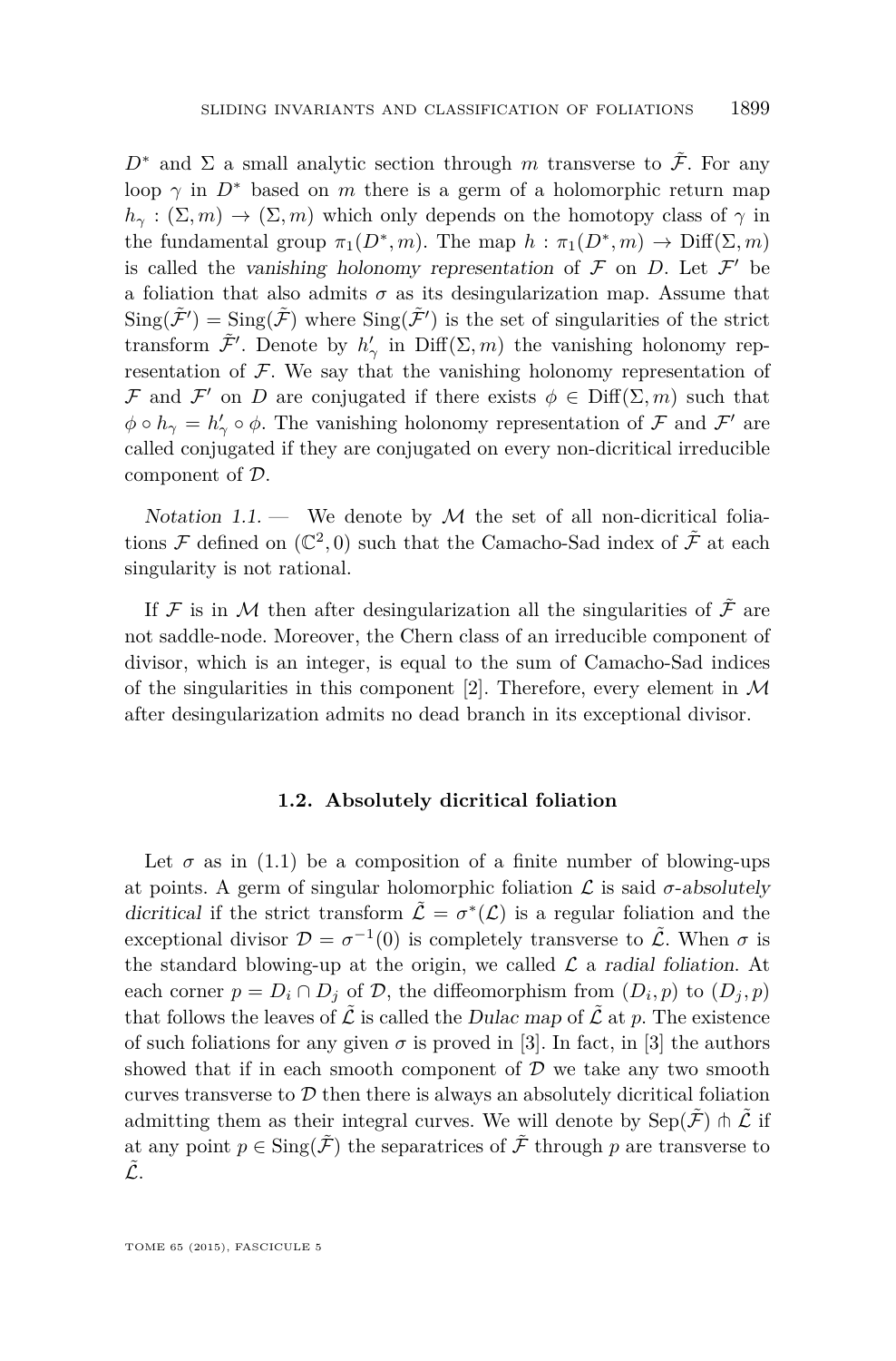$D^*$ and $\Sigma$ a small analytic section through $m$ transverse to $\tilde{\mathcal{F}}$. For any loop $\gamma$ in $D^*$ based on $m$ there is a germ of a holomorphic return map $h_\gamma : (\Sigma, m) \to (\Sigma, m)$ which only depends on the homotopy class of $\gamma$ in the fundamental group $\pi_1(D^*, m)$. The map $h : \pi_1(D^*, m) \to \mathrm{Diff}(\Sigma, m)$ is called the *vanishing holonomy representation* of $\mathcal{F}$ on $D$. Let $\mathcal{F}'$ be a foliation that also admits $\sigma$ as its desingularization map. Assume that $\mathrm{Sing}(\tilde{\mathcal{F}}') = \mathrm{Sing}(\tilde{\mathcal{F}})$ where $\mathrm{Sing}(\tilde{\mathcal{F}}')$ is the set of singularities of the strict transform $\tilde{\mathcal{F}}'$. Denote by $h'_\gamma$ in $\mathrm{Diff}(\Sigma, m)$ the vanishing holonomy representation of $\mathcal{F}$. We say that the vanishing holonomy representation of $\mathcal{F}$ and $\mathcal{F}'$ on $D$ are conjugated if there exists $\phi \in \mathrm{Diff}(\Sigma, m)$ such that $\phi \circ h_\gamma = h'_\gamma \circ \phi$. The vanishing holonomy representation of $\mathcal{F}$ and $\mathcal{F}'$ are called conjugated if they are conjugated on every non-dicritical irreducible component of $\mathcal{D}$.

*Notation 1.1.* — We denote by $\mathcal{M}$ the set of all non-dicritical foliations $\mathcal{F}$ defined on $(\mathbb{C}^2, 0)$ such that the Camacho-Sad index of $\tilde{\mathcal{F}}$ at each singularity is not rational.

If $\mathcal{F}$ is in $\mathcal{M}$ then after desingularization all the singularities of $\tilde{\mathcal{F}}$ are not saddle-node. Moreover, the Chern class of an irreducible component of divisor, which is an integer, is equal to the sum of Camacho-Sad indices of the singularities in this component [2]. Therefore, every element in $\mathcal{M}$ after desingularization admits no dead branch in its exceptional divisor.

### 1.2. Absolutely dicritical foliation

Let $\sigma$ as in (1.1) be a composition of a finite number of blowing-ups at points. A germ of singular holomorphic foliation $\mathcal{L}$ is said *$\sigma$-absolutely dicritical* if the strict transform $\tilde{\mathcal{L}} = \sigma^*(\mathcal{L})$ is a regular foliation and the exceptional divisor $\mathcal{D} = \sigma^{-1}(0)$ is completely transverse to $\tilde{\mathcal{L}}$. When $\sigma$ is the standard blowing-up at the origin, we called $\mathcal{L}$ a *radial foliation*. At each corner $p = D_i \cap D_j$ of $\mathcal{D}$, the diffeomorphism from $(D_i, p)$ to $(D_j, p)$ that follows the leaves of $\tilde{\mathcal{L}}$ is called the *Dulac map* of $\tilde{\mathcal{L}}$ at $p$. The existence of such foliations for any given $\sigma$ is proved in [3]. In fact, in [3] the authors showed that if in each smooth component of $\mathcal{D}$ we take any two smooth curves transverse to $\mathcal{D}$ then there is always an absolutely dicritical foliation admitting them as their integral curves. We will denote by $\mathrm{Sep}(\tilde{\mathcal{F}}) \pitchfork \tilde{\mathcal{L}}$ if at any point $p \in \mathrm{Sing}(\tilde{\mathcal{F}})$ the separatrices of $\tilde{\mathcal{F}}$ through $p$ are transverse to $\tilde{\mathcal{L}}$.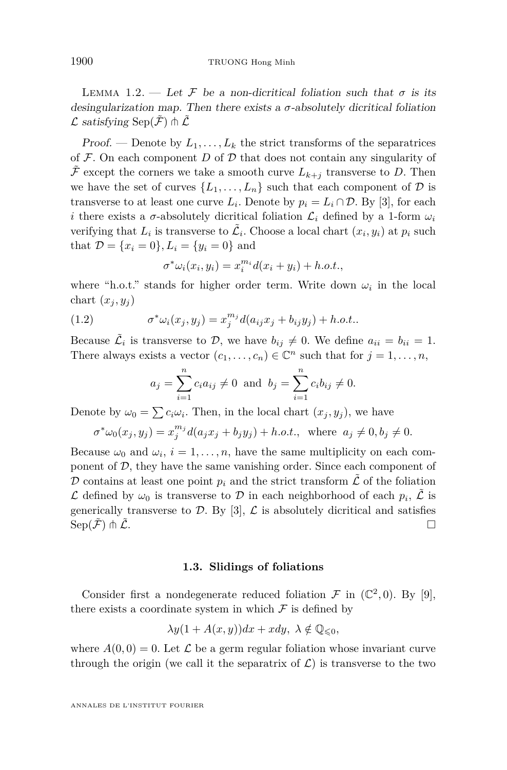Lemma 1.2. — *Let $\mathcal{F}$ be a non-dicritical foliation such that $\sigma$ is its desingularization map. Then there exists a $\sigma$-absolutely dicritical foliation $\mathcal{L}$ satisfying* $\operatorname{Sep}(\tilde{\mathcal{F}}) \pitchfork \tilde{\mathcal{L}}$

*Proof.* — Denote by $L_1, \ldots, L_k$ the strict transforms of the separatrices of $\mathcal{F}$. On each component $D$ of $\mathcal{D}$ that does not contain any singularity of $\tilde{\mathcal{F}}$ except the corners we take a smooth curve $L_{k+j}$ transverse to $D$. Then we have the set of curves $\{L_1, \ldots, L_n\}$ such that each component of $\mathcal{D}$ is transverse to at least one curve $L_i$. Denote by $p_i = L_i \cap \mathcal{D}$. By [3], for each $i$ there exists a $\sigma$-absolutely dicritical foliation $\mathcal{L}_i$ defined by a 1-form $\omega_i$ verifying that $L_i$ is transverse to $\tilde{\mathcal{L}}_i$. Choose a local chart $(x_i, y_i)$ at $p_i$ such that $\mathcal{D} = \{x_i = 0\}, L_i = \{y_i = 0\}$ and

$$\sigma^*\omega_i(x_i, y_i) = x_i^{m_i} d(x_i + y_i) + h.o.t.,$$

where "h.o.t." stands for higher order term. Write down $\omega_i$ in the local chart $(x_j, y_j)$

$$\sigma^*\omega_i(x_j, y_j) = x_j^{m_j} d(a_{ij}x_j + b_{ij}y_j) + h.o.t.. \tag{1.2}$$

Because $\tilde{\mathcal{L}}_i$ is transverse to $\mathcal{D}$, we have $b_{ij} \neq 0$. We define $a_{ii} = b_{ii} = 1$. There always exists a vector $(c_1, \ldots, c_n) \in \mathbb{C}^n$ such that for $j = 1, \ldots, n$,

$$a_j = \sum_{i=1}^{n} c_i a_{ij} \neq 0 \ \text{ and } \ b_j = \sum_{i=1}^{n} c_i b_{ij} \neq 0.$$

Denote by $\omega_0 = \sum c_i \omega_i$. Then, in the local chart $(x_j, y_j)$, we have

$$\sigma^*\omega_0(x_j, y_j) = x_j^{m_j} d(a_j x_j + b_j y_j) + h.o.t., \ \text{ where } \ a_j \neq 0, b_j \neq 0.$$

Because $\omega_0$ and $\omega_i$, $i = 1, \ldots, n$, have the same multiplicity on each component of $\mathcal{D}$, they have the same vanishing order. Since each component of $\mathcal{D}$ contains at least one point $p_i$ and the strict transform $\tilde{\mathcal{L}}$ of the foliation $\mathcal{L}$ defined by $\omega_0$ is transverse to $\mathcal{D}$ in each neighborhood of each $p_i$, $\tilde{\mathcal{L}}$ is generically transverse to $\mathcal{D}$. By [3], $\mathcal{L}$ is absolutely dicritical and satisfies $\operatorname{Sep}(\tilde{\mathcal{F}}) \pitchfork \tilde{\mathcal{L}}$. □

### 1.3. Slidings of foliations

Consider first a nondegenerate reduced foliation $\mathcal{F}$ in $(\mathbb{C}^2, 0)$. By [9], there exists a coordinate system in which $\mathcal{F}$ is defined by

$$\lambda y(1 + A(x, y))dx + xdy, \ \lambda \notin \mathbb{Q}_{\leqslant 0},$$

where $A(0, 0) = 0$. Let $\mathcal{L}$ be a germ regular foliation whose invariant curve through the origin (we call it the separatrix of $\mathcal{L}$) is transverse to the two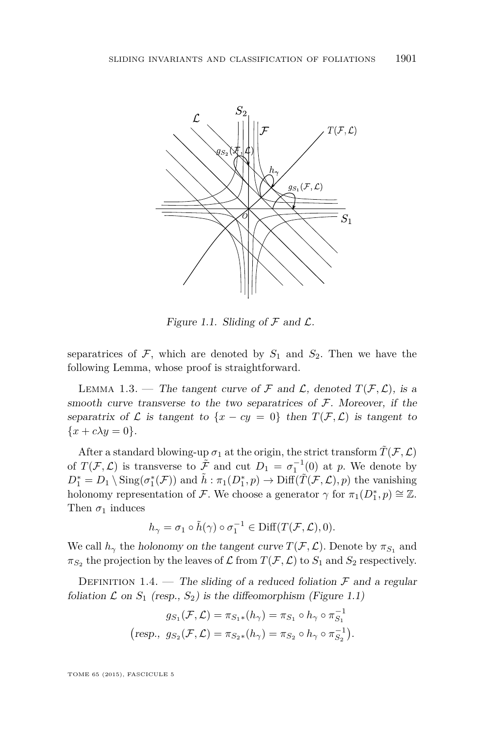Figure 1.1. Sliding of $\mathcal{F}$ and $\mathcal{L}$.

separatrices of $\mathcal{F}$, which are denoted by $S_1$ and $S_2$. Then we have the following Lemma, whose proof is straightforward.

Lemma 1.3. — *The tangent curve of $\mathcal{F}$ and $\mathcal{L}$, denoted $T(\mathcal{F},\mathcal{L})$, is a smooth curve transverse to the two separatrices of $\mathcal{F}$. Moreover, if the separatrix of $\mathcal{L}$ is tangent to $\{x - cy = 0\}$ then $T(\mathcal{F},\mathcal{L})$ is tangent to $\{x + c\lambda y = 0\}$.*

After a standard blowing-up $\sigma_1$ at the origin, the strict transform $\tilde{T}(\mathcal{F},\mathcal{L})$ of $T(\mathcal{F},\mathcal{L})$ is transverse to $\tilde{\mathcal{F}}$ and cut $D_1 = \sigma_1^{-1}(0)$ at $p$. We denote by $D_1^* = D_1 \setminus \mathrm{Sing}(\sigma_1^*(\mathcal{F}))$ and $\tilde{h} : \pi_1(D_1^*, p) \to \mathrm{Diff}(\tilde{T}(\mathcal{F},\mathcal{L}), p)$ the vanishing holonomy representation of $\mathcal{F}$. We choose a generator $\gamma$ for $\pi_1(D_1^*, p) \cong \mathbb{Z}$. Then $\sigma_1$ induces

$$h_\gamma = \sigma_1 \circ \tilde{h}(\gamma) \circ \sigma_1^{-1} \in \mathrm{Diff}(T(\mathcal{F},\mathcal{L}), 0).$$

We call $h_\gamma$ the *holonomy on the tangent curve* $T(\mathcal{F},\mathcal{L})$. Denote by $\pi_{S_1}$ and $\pi_{S_2}$ the projection by the leaves of $\mathcal{L}$ from $T(\mathcal{F},\mathcal{L})$ to $S_1$ and $S_2$ respectively.

Definition 1.4. — *The sliding of a reduced foliation $\mathcal{F}$ and a regular foliation $\mathcal{L}$ on $S_1$ (resp., $S_2$) is the diffeomorphism (Figure 1.1)*

$$g_{S_1}(\mathcal{F},\mathcal{L}) = \pi_{S_1 *}(h_\gamma) = \pi_{S_1} \circ h_\gamma \circ \pi_{S_1}^{-1}$$

$$\big(\text{resp., } g_{S_2}(\mathcal{F},\mathcal{L}) = \pi_{S_2 *}(h_\gamma) = \pi_{S_2} \circ h_\gamma \circ \pi_{S_2}^{-1}\big).$$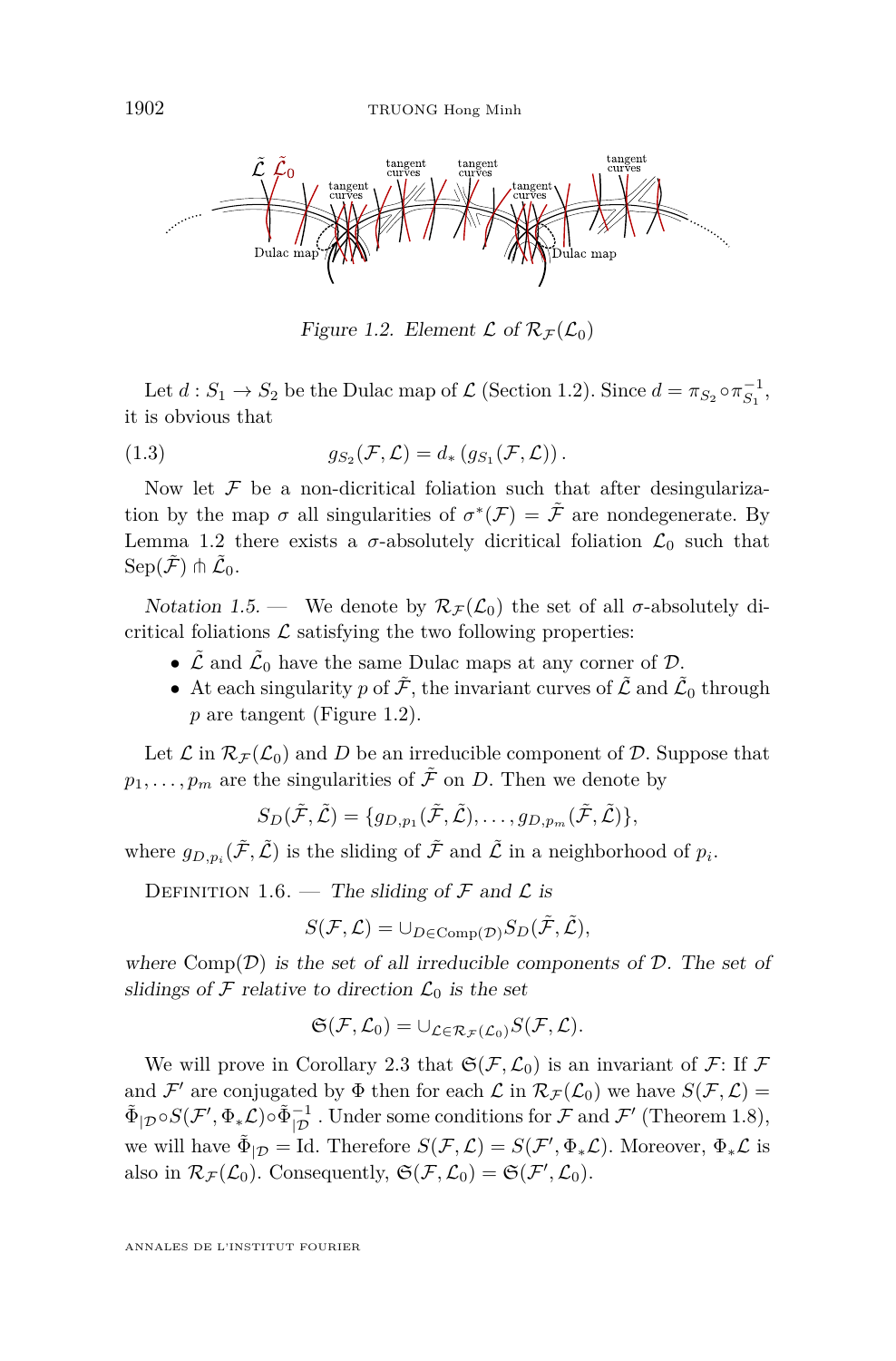*Figure 1.2. Element $\mathcal{L}$ of $\mathcal{R}_{\mathcal{F}}(\mathcal{L}_0)$*

Let $d : S_1 \to S_2$ be the Dulac map of $\mathcal{L}$ (Section 1.2). Since $d = \pi_{S_2} \circ \pi_{S_1}^{-1}$, it is obvious that

$$g_{S_2}(\mathcal{F}, \mathcal{L}) = d_* \left( g_{S_1}(\mathcal{F}, \mathcal{L}) \right). \tag{1.3}$$

Now let $\mathcal{F}$ be a non-dicritical foliation such that after desingularization by the map $\sigma$ all singularities of $\sigma^*(\mathcal{F}) = \tilde{\mathcal{F}}$ are nondegenerate. By Lemma 1.2 there exists a $\sigma$-absolutely dicritical foliation $\mathcal{L}_0$ such that $\mathrm{Sep}(\tilde{\mathcal{F}}) \pitchfork \tilde{\mathcal{L}}_0$.

*Notation 1.5.* — We denote by $\mathcal{R}_{\mathcal{F}}(\mathcal{L}_0)$ the set of all $\sigma$-absolutely dicritical foliations $\mathcal{L}$ satisfying the two following properties:

- $\tilde{\mathcal{L}}$ and $\tilde{\mathcal{L}}_0$ have the same Dulac maps at any corner of $\mathcal{D}$.
- At each singularity $p$ of $\tilde{\mathcal{F}}$, the invariant curves of $\tilde{\mathcal{L}}$ and $\tilde{\mathcal{L}}_0$ through $p$ are tangent (Figure 1.2).

Let $\mathcal{L}$ in $\mathcal{R}_{\mathcal{F}}(\mathcal{L}_0)$ and $D$ be an irreducible component of $\mathcal{D}$. Suppose that $p_1, \ldots, p_m$ are the singularities of $\tilde{\mathcal{F}}$ on $D$. Then we denote by

$$S_D(\tilde{\mathcal{F}}, \tilde{\mathcal{L}}) = \{g_{D,p_1}(\tilde{\mathcal{F}}, \tilde{\mathcal{L}}), \ldots, g_{D,p_m}(\tilde{\mathcal{F}}, \tilde{\mathcal{L}})\},$$

where $g_{D,p_i}(\tilde{\mathcal{F}}, \tilde{\mathcal{L}})$ is the sliding of $\tilde{\mathcal{F}}$ and $\tilde{\mathcal{L}}$ in a neighborhood of $p_i$.

Definition 1.6. — *The sliding of $\mathcal{F}$ and $\mathcal{L}$ is*

$$S(\mathcal{F}, \mathcal{L}) = \cup_{D \in \mathrm{Comp}(\mathcal{D})} S_D(\tilde{\mathcal{F}}, \tilde{\mathcal{L}}),$$

*where $\mathrm{Comp}(\mathcal{D})$ is the set of all irreducible components of $\mathcal{D}$. The set of slidings of $\mathcal{F}$ relative to direction $\mathcal{L}_0$ is the set*

$$\mathfrak{S}(\mathcal{F}, \mathcal{L}_0) = \cup_{\mathcal{L} \in \mathcal{R}_{\mathcal{F}}(\mathcal{L}_0)} S(\mathcal{F}, \mathcal{L}).$$

We will prove in Corollary 2.3 that $\mathfrak{S}(\mathcal{F}, \mathcal{L}_0)$ is an invariant of $\mathcal{F}$: If $\mathcal{F}$ and $\mathcal{F}'$ are conjugated by $\Phi$ then for each $\mathcal{L}$ in $\mathcal{R}_{\mathcal{F}}(\mathcal{L}_0)$ we have $S(\mathcal{F}, \mathcal{L}) = \tilde{\Phi}_{|\mathcal{D}} \circ S(\mathcal{F}', \Phi_* \mathcal{L}) \circ \tilde{\Phi}_{|\mathcal{D}}^{-1}$. Under some conditions for $\mathcal{F}$ and $\mathcal{F}'$ (Theorem 1.8), we will have $\tilde{\Phi}_{|\mathcal{D}} = \mathrm{Id}$. Therefore $S(\mathcal{F}, \mathcal{L}) = S(\mathcal{F}', \Phi_* \mathcal{L})$. Moreover, $\Phi_* \mathcal{L}$ is also in $\mathcal{R}_{\mathcal{F}}(\mathcal{L}_0)$. Consequently, $\mathfrak{S}(\mathcal{F}, \mathcal{L}_0) = \mathfrak{S}(\mathcal{F}', \mathcal{L}_0)$.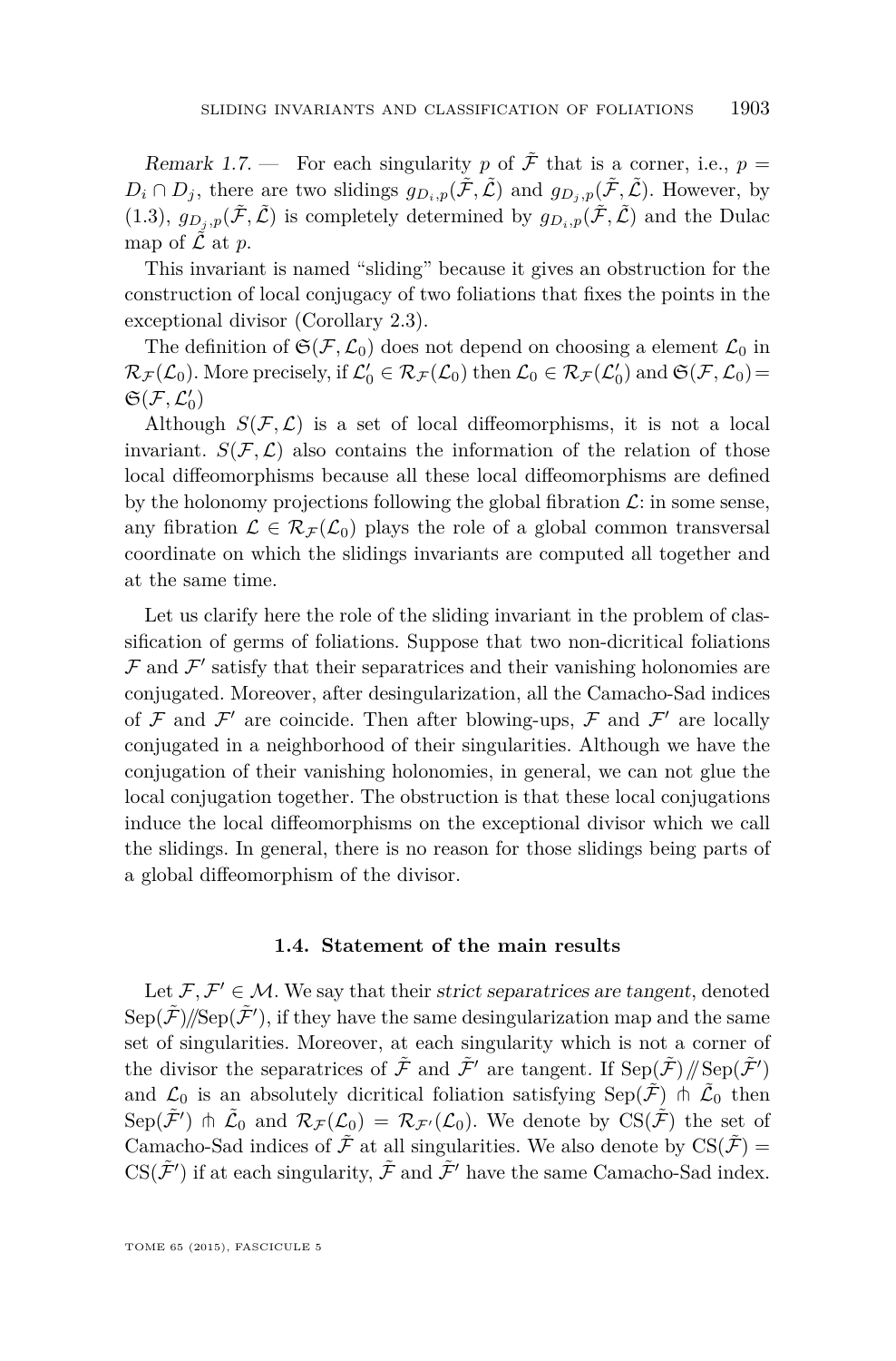*Remark 1.7.* — For each singularity $p$ of $\tilde{\mathcal{F}}$ that is a corner, i.e., $p = D_i \cap D_j$, there are two slidings $g_{D_i,p}(\tilde{\mathcal{F}}, \tilde{\mathcal{L}})$ and $g_{D_j,p}(\tilde{\mathcal{F}}, \tilde{\mathcal{L}})$. However, by (1.3), $g_{D_j,p}(\tilde{\mathcal{F}}, \tilde{\mathcal{L}})$ is completely determined by $g_{D_i,p}(\tilde{\mathcal{F}}, \tilde{\mathcal{L}})$ and the Dulac map of $\tilde{\mathcal{L}}$ at $p$.

This invariant is named "sliding" because it gives an obstruction for the construction of local conjugacy of two foliations that fixes the points in the exceptional divisor (Corollary 2.3).

The definition of $\mathfrak{S}(\mathcal{F}, \mathcal{L}_0)$ does not depend on choosing a element $\mathcal{L}_0$ in $\mathcal{R}_{\mathcal{F}}(\mathcal{L}_0)$. More precisely, if $\mathcal{L}_0' \in \mathcal{R}_{\mathcal{F}}(\mathcal{L}_0)$ then $\mathcal{L}_0 \in \mathcal{R}_{\mathcal{F}}(\mathcal{L}_0')$ and $\mathfrak{S}(\mathcal{F}, \mathcal{L}_0) = \mathfrak{S}(\mathcal{F}, \mathcal{L}_0')$

Although $S(\mathcal{F}, \mathcal{L})$ is a set of local diffeomorphisms, it is not a local invariant. $S(\mathcal{F}, \mathcal{L})$ also contains the information of the relation of those local diffeomorphisms because all these local diffeomorphisms are defined by the holonomy projections following the global fibration $\mathcal{L}$: in some sense, any fibration $\mathcal{L} \in \mathcal{R}_{\mathcal{F}}(\mathcal{L}_0)$ plays the role of a global common transversal coordinate on which the slidings invariants are computed all together and at the same time.

Let us clarify here the role of the sliding invariant in the problem of classification of germs of foliations. Suppose that two non-dicritical foliations $\mathcal{F}$ and $\mathcal{F}'$ satisfy that their separatrices and their vanishing holonomies are conjugated. Moreover, after desingularization, all the Camacho-Sad indices of $\mathcal{F}$ and $\mathcal{F}'$ are coincide. Then after blowing-ups, $\mathcal{F}$ and $\mathcal{F}'$ are locally conjugated in a neighborhood of their singularities. Although we have the conjugation of their vanishing holonomies, in general, we can not glue the local conjugation together. The obstruction is that these local conjugations induce the local diffeomorphisms on the exceptional divisor which we call the slidings. In general, there is no reason for those slidings being parts of a global diffeomorphism of the divisor.

### 1.4. Statement of the main results

Let $\mathcal{F}, \mathcal{F}' \in \mathcal{M}$. We say that their *strict separatrices are tangent*, denoted $\mathrm{Sep}(\tilde{\mathcal{F}}) /\!\!/ \mathrm{Sep}(\tilde{\mathcal{F}}')$, if they have the same desingularization map and the same set of singularities. Moreover, at each singularity which is not a corner of the divisor the separatrices of $\tilde{\mathcal{F}}$ and $\tilde{\mathcal{F}}'$ are tangent. If $\mathrm{Sep}(\tilde{\mathcal{F}}) /\!\!/ \mathrm{Sep}(\tilde{\mathcal{F}}')$ and $\mathcal{L}_0$ is an absolutely dicritical foliation satisfying $\mathrm{Sep}(\tilde{\mathcal{F}}) \pitchfork \tilde{\mathcal{L}}_0$ then $\mathrm{Sep}(\tilde{\mathcal{F}}') \pitchfork \tilde{\mathcal{L}}_0$ and $\mathcal{R}_{\mathcal{F}}(\mathcal{L}_0) = \mathcal{R}_{\mathcal{F}'}(\mathcal{L}_0)$. We denote by $\mathrm{CS}(\tilde{\mathcal{F}})$ the set of Camacho-Sad indices of $\tilde{\mathcal{F}}$ at all singularities. We also denote by $\mathrm{CS}(\tilde{\mathcal{F}}) = \mathrm{CS}(\tilde{\mathcal{F}}')$ if at each singularity, $\tilde{\mathcal{F}}$ and $\tilde{\mathcal{F}}'$ have the same Camacho-Sad index.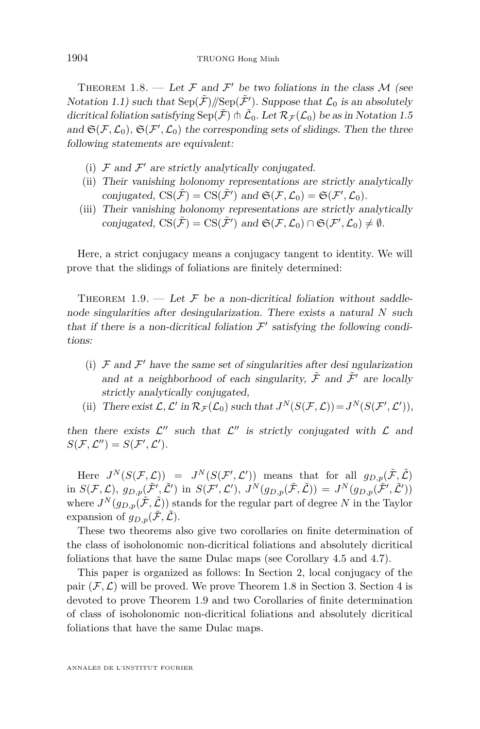Theorem 1.8. — *Let $\mathcal{F}$ and $\mathcal{F}'$ be two foliations in the class $\mathcal{M}$ (see Notation 1.1) such that $\mathrm{Sep}(\tilde{\mathcal{F}}) /\!/ \mathrm{Sep}(\tilde{\mathcal{F}}')$. Suppose that $\mathcal{L}_0$ is an absolutely dicritical foliation satisfying $\mathrm{Sep}(\tilde{\mathcal{F}}) \pitchfork \tilde{\mathcal{L}}_0$. Let $\mathcal{R}_{\mathcal{F}}(\mathcal{L}_0)$ be as in Notation 1.5 and $\mathfrak{S}(\mathcal{F}, \mathcal{L}_0)$, $\mathfrak{S}(\mathcal{F}', \mathcal{L}_0)$ the corresponding sets of slidings. Then the three following statements are equivalent:*

1. (i) *$\mathcal{F}$ and $\mathcal{F}'$ are strictly analytically conjugated.*
2. (ii) *Their vanishing holonomy representations are strictly analytically conjugated, $\mathrm{CS}(\tilde{\mathcal{F}}) = \mathrm{CS}(\tilde{\mathcal{F}}')$ and $\mathfrak{S}(\mathcal{F}, \mathcal{L}_0) = \mathfrak{S}(\mathcal{F}', \mathcal{L}_0)$.*
3. (iii) *Their vanishing holonomy representations are strictly analytically conjugated, $\mathrm{CS}(\tilde{\mathcal{F}}) = \mathrm{CS}(\tilde{\mathcal{F}}')$ and $\mathfrak{S}(\mathcal{F}, \mathcal{L}_0) \cap \mathfrak{S}(\mathcal{F}', \mathcal{L}_0) \neq \emptyset$.*

Here, a strict conjugacy means a conjugacy tangent to identity. We will prove that the slidings of foliations are finitely determined:

Theorem 1.9. — *Let $\mathcal{F}$ be a non-dicritical foliation without saddle-node singularities after desingularization. There exists a natural $N$ such that if there is a non-dicritical foliation $\mathcal{F}'$ satisfying the following conditions:*

1. (i) *$\mathcal{F}$ and $\mathcal{F}'$ have the same set of singularities after desi ngularization and at a neighborhood of each singularity, $\tilde{\mathcal{F}}$ and $\tilde{\mathcal{F}}'$ are locally strictly analytically conjugated,*
2. (ii) *There exist $\mathcal{L}, \mathcal{L}'$ in $\mathcal{R}_{\mathcal{F}}(\mathcal{L}_0)$ such that $J^N(S(\mathcal{F}, \mathcal{L})) = J^N(S(\mathcal{F}', \mathcal{L}'))$,*

*then there exists $\mathcal{L}''$ such that $\mathcal{L}''$ is strictly conjugated with $\mathcal{L}$ and $S(\mathcal{F}, \mathcal{L}'') = S(\mathcal{F}', \mathcal{L}')$.*

Here $J^N(S(\mathcal{F}, \mathcal{L})) = J^N(S(\mathcal{F}', \mathcal{L}'))$ means that for all $g_{D,p}(\tilde{\mathcal{F}}, \tilde{\mathcal{L}})$ in $S(\mathcal{F}, \mathcal{L})$, $g_{D,p}(\tilde{\mathcal{F}}', \tilde{\mathcal{L}}')$ in $S(\mathcal{F}', \mathcal{L}')$, $J^N(g_{D,p}(\tilde{\mathcal{F}}, \tilde{\mathcal{L}})) = J^N(g_{D,p}(\tilde{\mathcal{F}}', \tilde{\mathcal{L}}'))$ where $J^N(g_{D,p}(\tilde{\mathcal{F}}, \tilde{\mathcal{L}}))$ stands for the regular part of degree $N$ in the Taylor expansion of $g_{D,p}(\tilde{\mathcal{F}}, \tilde{\mathcal{L}})$.

These two theorems also give two corollaries on finite determination of the class of isoholonomic non-dicritical foliations and absolutely dicritical foliations that have the same Dulac maps (see Corollary 4.5 and 4.7).

This paper is organized as follows: In Section 2, local conjugacy of the pair $(\mathcal{F}, \mathcal{L})$ will be proved. We prove Theorem 1.8 in Section 3. Section 4 is devoted to prove Theorem 1.9 and two Corollaries of finite determination of class of isoholonomic non-dicritical foliations and absolutely dicritical foliations that have the same Dulac maps.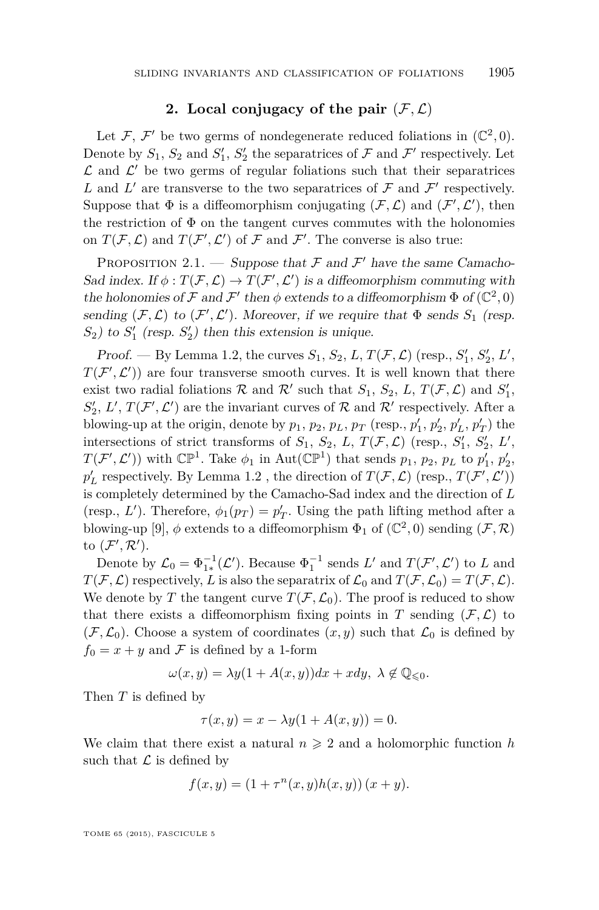## 2. Local conjugacy of the pair $(\mathcal{F}, \mathcal{L})$

Let $\mathcal{F}$, $\mathcal{F}'$ be two germs of nondegenerate reduced foliations in $(\mathbb{C}^2, 0)$. Denote by $S_1$, $S_2$ and $S_1'$, $S_2'$ the separatrices of $\mathcal{F}$ and $\mathcal{F}'$ respectively. Let $\mathcal{L}$ and $\mathcal{L}'$ be two germs of regular foliations such that their separatrices $L$ and $L'$ are transverse to the two separatrices of $\mathcal{F}$ and $\mathcal{F}'$ respectively. Suppose that $\Phi$ is a diffeomorphism conjugating $(\mathcal{F}, \mathcal{L})$ and $(\mathcal{F}', \mathcal{L}')$, then the restriction of $\Phi$ on the tangent curves commutes with the holonomies on $T(\mathcal{F}, \mathcal{L})$ and $T(\mathcal{F}', \mathcal{L}')$ of $\mathcal{F}$ and $\mathcal{F}'$. The converse is also true:

Proposition 2.1. — *Suppose that $\mathcal{F}$ and $\mathcal{F}'$ have the same Camacho-Sad index. If $\phi : T(\mathcal{F}, \mathcal{L}) \to T(\mathcal{F}', \mathcal{L}')$ is a diffeomorphism commuting with the holonomies of $\mathcal{F}$ and $\mathcal{F}'$ then $\phi$ extends to a diffeomorphism $\Phi$ of $(\mathbb{C}^2, 0)$ sending $(\mathcal{F}, \mathcal{L})$ to $(\mathcal{F}', \mathcal{L}')$. Moreover, if we require that $\Phi$ sends $S_1$ (resp. $S_2$) to $S_1'$ (resp. $S_2'$) then this extension is unique.*

*Proof.* — By Lemma 1.2, the curves $S_1$, $S_2$, $L$, $T(\mathcal{F}, \mathcal{L})$ (resp., $S_1'$, $S_2'$, $L'$, $T(\mathcal{F}', \mathcal{L}')$) are four transverse smooth curves. It is well known that there exist two radial foliations $\mathcal{R}$ and $\mathcal{R}'$ such that $S_1$, $S_2$, $L$, $T(\mathcal{F}, \mathcal{L})$ and $S_1'$, $S_2'$, $L'$, $T(\mathcal{F}', \mathcal{L}')$ are the invariant curves of $\mathcal{R}$ and $\mathcal{R}'$ respectively. After a blowing-up at the origin, denote by $p_1$, $p_2$, $p_L$, $p_T$ (resp., $p_1'$, $p_2'$, $p_L'$, $p_T'$) the intersections of strict transforms of $S_1$, $S_2$, $L$, $T(\mathcal{F}, \mathcal{L})$ (resp., $S_1'$, $S_2'$, $L'$, $T(\mathcal{F}', \mathcal{L}')$) with $\mathbb{CP}^1$. Take $\phi_1$ in $\mathrm{Aut}(\mathbb{CP}^1)$ that sends $p_1$, $p_2$, $p_L$ to $p_1'$, $p_2'$, $p_L'$ respectively. By Lemma 1.2 , the direction of $T(\mathcal{F}, \mathcal{L})$ (resp., $T(\mathcal{F}', \mathcal{L}')$) is completely determined by the Camacho-Sad index and the direction of $L$ (resp., $L'$). Therefore, $\phi_1(p_T) = p_T'$. Using the path lifting method after a blowing-up [9], $\phi$ extends to a diffeomorphism $\Phi_1$ of $(\mathbb{C}^2, 0)$ sending $(\mathcal{F}, \mathcal{R})$ to $(\mathcal{F}', \mathcal{R}')$.

Denote by $\mathcal{L}_0 = \Phi_{1*}^{-1}(\mathcal{L}')$. Because $\Phi_1^{-1}$ sends $L'$ and $T(\mathcal{F}', \mathcal{L}')$ to $L$ and $T(\mathcal{F}, \mathcal{L})$ respectively, $L$ is also the separatrix of $\mathcal{L}_0$ and $T(\mathcal{F}, \mathcal{L}_0) = T(\mathcal{F}, \mathcal{L})$. We denote by $T$ the tangent curve $T(\mathcal{F}, \mathcal{L}_0)$. The proof is reduced to show that there exists a diffeomorphism fixing points in $T$ sending $(\mathcal{F}, \mathcal{L})$ to $(\mathcal{F}, \mathcal{L}_0)$. Choose a system of coordinates $(x, y)$ such that $\mathcal{L}_0$ is defined by $f_0 = x + y$ and $\mathcal{F}$ is defined by a 1-form

$$\omega(x, y) = \lambda y(1 + A(x, y))dx + xdy, \ \lambda \notin \mathbb{Q}_{\leqslant 0}.$$

Then $T$ is defined by

$$\tau(x, y) = x - \lambda y(1 + A(x, y)) = 0.$$

We claim that there exist a natural $n \geqslant 2$ and a holomorphic function $h$ such that $\mathcal{L}$ is defined by

$$f(x, y) = (1 + \tau^n(x, y)h(x, y))\,(x + y).$$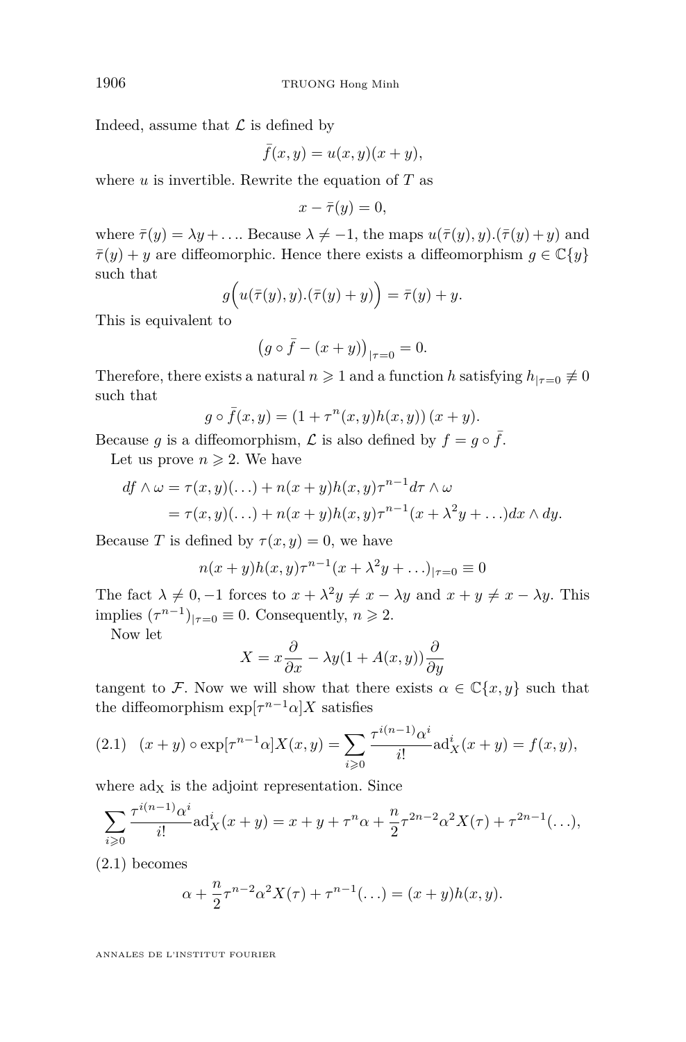Indeed, assume that $\mathcal{L}$ is defined by

$$\bar{f}(x,y) = u(x,y)(x+y),$$

where $u$ is invertible. Rewrite the equation of $T$ as

$$x - \bar{\tau}(y) = 0,$$

where $\bar{\tau}(y) = \lambda y + \ldots$. Because $\lambda \neq -1$, the maps $u(\bar{\tau}(y), y).(\bar{\tau}(y)+y)$ and $\bar{\tau}(y) + y$ are diffeomorphic. Hence there exists a diffeomorphism $g \in \mathbb{C}\{y\}$ such that

$$g\Big(u(\bar{\tau}(y), y).(\bar{\tau}(y)+y)\Big) = \bar{\tau}(y) + y.$$

This is equivalent to

$$\big(g \circ \bar{f} - (x+y)\big)_{|\tau=0} = 0.$$

Therefore, there exists a natural $n \geqslant 1$ and a function $h$ satisfying $h_{|\tau=0} \not\equiv 0$ such that

$$g \circ \bar{f}(x,y) = (1 + \tau^n(x,y)h(x,y))\,(x+y).$$

Because $g$ is a diffeomorphism, $\mathcal{L}$ is also defined by $f = g \circ \bar{f}$.

Let us prove $n \geqslant 2$. We have

$$\begin{aligned}
df \wedge \omega &= \tau(x,y)(\ldots) + n(x+y)h(x,y)\tau^{n-1}d\tau \wedge \omega \\
&= \tau(x,y)(\ldots) + n(x+y)h(x,y)\tau^{n-1}(x + \lambda^2 y + \ldots)dx \wedge dy.
\end{aligned}$$

Because $T$ is defined by $\tau(x,y) = 0$, we have

$$n(x+y)h(x,y)\tau^{n-1}(x+\lambda^2 y + \ldots)_{|\tau=0} \equiv 0$$

The fact $\lambda \neq 0, -1$ forces to $x + \lambda^2 y \neq x - \lambda y$ and $x + y \neq x - \lambda y$. This implies $(\tau^{n-1})_{|\tau=0} \equiv 0$. Consequently, $n \geqslant 2$.

Now let

$$X = x\frac{\partial}{\partial x} - \lambda y(1 + A(x,y))\frac{\partial}{\partial y}$$

tangent to $\mathcal{F}$. Now we will show that there exists $\alpha \in \mathbb{C}\{x,y\}$ such that the diffeomorphism $\exp[\tau^{n-1}\alpha]X$ satisfies

$$(x+y) \circ \exp[\tau^{n-1}\alpha]X(x,y) = \sum_{i \geqslant 0} \frac{\tau^{i(n-1)}\alpha^i}{i!}\mathrm{ad}_X^i(x+y) = f(x,y), \tag{2.1}$$

where $\mathrm{ad_X}$ is the adjoint representation. Since

$$\sum_{i \geqslant 0} \frac{\tau^{i(n-1)}\alpha^i}{i!}\mathrm{ad}_X^i(x+y) = x + y + \tau^n\alpha + \frac{n}{2}\tau^{2n-2}\alpha^2 X(\tau) + \tau^{2n-1}(\ldots),$$

(2.1) becomes

$$\alpha + \frac{n}{2}\tau^{n-2}\alpha^2 X(\tau) + \tau^{n-1}(\ldots) = (x+y)h(x,y).$$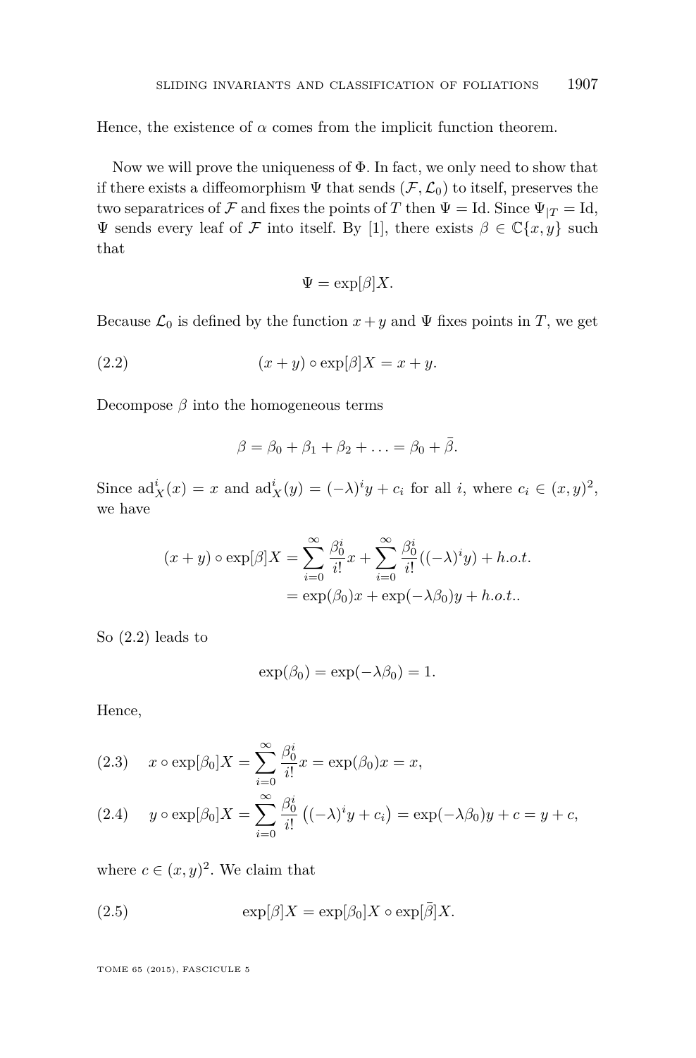Hence, the existence of $\alpha$ comes from the implicit function theorem.

Now we will prove the uniqueness of $\Phi$. In fact, we only need to show that if there exists a diffeomorphism $\Psi$ that sends $(\mathcal{F}, \mathcal{L}_0)$ to itself, preserves the two separatrices of $\mathcal{F}$ and fixes the points of $T$ then $\Psi = \mathrm{Id}$. Since $\Psi_{|T} = \mathrm{Id}$, $\Psi$ sends every leaf of $\mathcal{F}$ into itself. By [1], there exists $\beta \in \mathbb{C}\{x, y\}$ such that

$$\Psi = \exp[\beta]X.$$

Because $\mathcal{L}_0$ is defined by the function $x+y$ and $\Psi$ fixes points in $T$, we get

$$(x+y) \circ \exp[\beta]X = x + y. \tag{2.2}$$

Decompose $\beta$ into the homogeneous terms

$$\beta = \beta_0 + \beta_1 + \beta_2 + \ldots = \beta_0 + \bar{\beta}.$$

Since $\mathrm{ad}_X^i(x) = x$ and $\mathrm{ad}_X^i(y) = (-\lambda)^i y + c_i$ for all $i$, where $c_i \in (x,y)^2$, we have

$$\begin{aligned}(x+y) \circ \exp[\beta]X &= \sum_{i=0}^{\infty} \frac{\beta_0^i}{i!} x + \sum_{i=0}^{\infty} \frac{\beta_0^i}{i!}((-\lambda)^i y) + h.o.t. \\ &= \exp(\beta_0)x + \exp(-\lambda\beta_0)y + h.o.t..\end{aligned}$$

So (2.2) leads to

$$\exp(\beta_0) = \exp(-\lambda\beta_0) = 1.$$

Hence,

$$x \circ \exp[\beta_0]X = \sum_{i=0}^{\infty} \frac{\beta_0^i}{i!} x = \exp(\beta_0)x = x, \tag{2.3}$$

$$y \circ \exp[\beta_0]X = \sum_{i=0}^{\infty} \frac{\beta_0^i}{i!} \left((-\lambda)^i y + c_i\right) = \exp(-\lambda\beta_0)y + c = y + c, \tag{2.4}$$

where $c \in (x,y)^2$. We claim that

$$\exp[\beta]X = \exp[\beta_0]X \circ \exp[\bar{\beta}]X. \tag{2.5}$$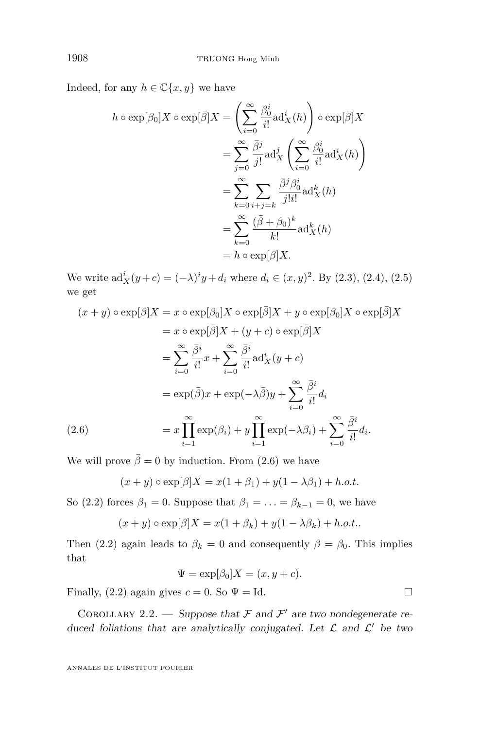Indeed, for any $h \in \mathbb{C}\{x, y\}$ we have

$$
\begin{aligned}
h \circ \exp[\beta_0]X \circ \exp[\bar{\beta}]X &= \left(\sum_{i=0}^{\infty} \frac{\beta_0^i}{i!} \mathrm{ad}_X^i(h)\right) \circ \exp[\bar{\beta}]X \\
&= \sum_{j=0}^{\infty} \frac{\bar{\beta}^j}{j!} \mathrm{ad}_X^j \left(\sum_{i=0}^{\infty} \frac{\beta_0^i}{i!} \mathrm{ad}_X^i(h)\right) \\
&= \sum_{k=0}^{\infty} \sum_{i+j=k} \frac{\bar{\beta}^j \beta_0^i}{j! i!} \mathrm{ad}_X^k(h) \\
&= \sum_{k=0}^{\infty} \frac{(\bar{\beta}+\beta_0)^k}{k!} \mathrm{ad}_X^k(h) \\
&= h \circ \exp[\beta]X.
\end{aligned}
$$

We write $\mathrm{ad}_X^i(y+c) = (-\lambda)^i y + d_i$ where $d_i \in (x,y)^2$. By (2.3), (2.4), (2.5) we get

$$
\begin{aligned}
(x+y) \circ \exp[\beta]X &= x \circ \exp[\beta_0]X \circ \exp[\bar{\beta}]X + y \circ \exp[\beta_0]X \circ \exp[\bar{\beta}]X \\
&= x \circ \exp[\bar{\beta}]X + (y+c) \circ \exp[\bar{\beta}]X \\
&= \sum_{i=0}^{\infty} \frac{\bar{\beta}^i}{i!} x + \sum_{i=0}^{\infty} \frac{\bar{\beta}^i}{i!} \mathrm{ad}_X^i(y+c) \\
&= \exp(\bar{\beta})x + \exp(-\lambda\bar{\beta})y + \sum_{i=0}^{\infty} \frac{\bar{\beta}^i}{i!} d_i \\
&= x \prod_{i=1}^{\infty} \exp(\beta_i) + y \prod_{i=1}^{\infty} \exp(-\lambda\beta_i) + \sum_{i=0}^{\infty} \frac{\bar{\beta}^i}{i!} d_i. \qquad (2.6)
\end{aligned}
$$

We will prove $\bar{\beta} = 0$ by induction. From (2.6) we have

$$(x+y) \circ \exp[\beta]X = x(1+\beta_1) + y(1-\lambda\beta_1) + h.o.t.$$

So (2.2) forces $\beta_1 = 0$. Suppose that $\beta_1 = \ldots = \beta_{k-1} = 0$, we have

$$(x+y) \circ \exp[\beta]X = x(1+\beta_k) + y(1-\lambda\beta_k) + h.o.t..$$

Then (2.2) again leads to $\beta_k = 0$ and consequently $\beta = \beta_0$. This implies that

$$\Psi = \exp[\beta_0]X = (x, y+c).$$

Finally, (2.2) again gives $c = 0$. So $\Psi = \mathrm{Id}$. □

Corollary 2.2. — *Suppose that $\mathcal{F}$ and $\mathcal{F}'$ are two nondegenerate reduced foliations that are analytically conjugated. Let $\mathcal{L}$ and $\mathcal{L}'$ be two*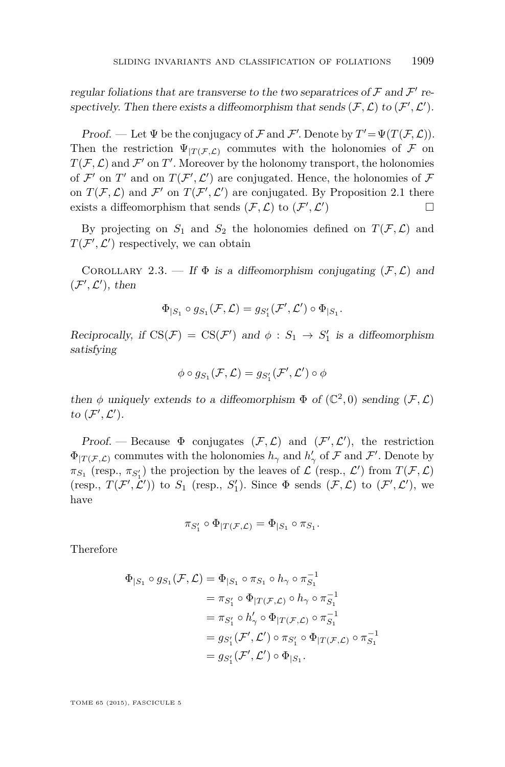*regular foliations that are transverse to the two separatrices of $\mathcal{F}$ and $\mathcal{F}'$ respectively. Then there exists a diffeomorphism that sends $(\mathcal{F},\mathcal{L})$ to $(\mathcal{F}',\mathcal{L}')$.*

*Proof.* — Let $\Psi$ be the conjugacy of $\mathcal{F}$ and $\mathcal{F}'$. Denote by $T'=\Psi(T(\mathcal{F},\mathcal{L}))$. Then the restriction $\Psi_{|T(\mathcal{F},\mathcal{L})}$ commutes with the holonomies of $\mathcal{F}$ on $T(\mathcal{F},\mathcal{L})$ and $\mathcal{F}'$ on $T'$. Moreover by the holonomy transport, the holonomies of $\mathcal{F}'$ on $T'$ and on $T(\mathcal{F}',\mathcal{L}')$ are conjugated. Hence, the holonomies of $\mathcal{F}$ on $T(\mathcal{F},\mathcal{L})$ and $\mathcal{F}'$ on $T(\mathcal{F}',\mathcal{L}')$ are conjugated. By Proposition 2.1 there exists a diffeomorphism that sends $(\mathcal{F},\mathcal{L})$ to $(\mathcal{F}',\mathcal{L}')$ □

By projecting on $S_1$ and $S_2$ the holonomies defined on $T(\mathcal{F},\mathcal{L})$ and $T(\mathcal{F}',\mathcal{L}')$ respectively, we can obtain

Corollary 2.3. — *If $\Phi$ is a diffeomorphism conjugating $(\mathcal{F},\mathcal{L})$ and $(\mathcal{F}',\mathcal{L}')$, then*

$$\Phi_{|S_1}\circ g_{S_1}(\mathcal{F},\mathcal{L}) = g_{S_1'}(\mathcal{F}',\mathcal{L}')\circ\Phi_{|S_1}.$$

*Reciprocally, if $\mathrm{CS}(\mathcal{F})=\mathrm{CS}(\mathcal{F}')$ and $\phi: S_1\to S_1'$ is a diffeomorphism satisfying*

$$\phi\circ g_{S_1}(\mathcal{F},\mathcal{L}) = g_{S_1'}(\mathcal{F}',\mathcal{L}')\circ\phi$$

*then $\phi$ uniquely extends to a diffeomorphism $\Phi$ of $(\mathbb{C}^2,0)$ sending $(\mathcal{F},\mathcal{L})$ to $(\mathcal{F}',\mathcal{L}')$.*

*Proof.* — Because $\Phi$ conjugates $(\mathcal{F},\mathcal{L})$ and $(\mathcal{F}',\mathcal{L}')$, the restriction $\Phi_{|T(\mathcal{F},\mathcal{L})}$ commutes with the holonomies $h_\gamma$ and $h'_\gamma$ of $\mathcal{F}$ and $\mathcal{F}'$. Denote by $\pi_{S_1}$ (resp., $\pi_{S_1'}$) the projection by the leaves of $\mathcal{L}$ (resp., $\mathcal{L}'$) from $T(\mathcal{F},\mathcal{L})$ (resp., $T(\mathcal{F}',\mathcal{L}')$) to $S_1$ (resp., $S_1'$). Since $\Phi$ sends $(\mathcal{F},\mathcal{L})$ to $(\mathcal{F}',\mathcal{L}')$, we have

$$\pi_{S_1'}\circ\Phi_{|T(\mathcal{F},\mathcal{L})} = \Phi_{|S_1}\circ\pi_{S_1}.$$

Therefore

$$\begin{aligned}
\Phi_{|S_1}\circ g_{S_1}(\mathcal{F},\mathcal{L}) &= \Phi_{|S_1}\circ\pi_{S_1}\circ h_\gamma\circ\pi_{S_1}^{-1}\\
&= \pi_{S_1'}\circ\Phi_{|T(\mathcal{F},\mathcal{L})}\circ h_\gamma\circ\pi_{S_1}^{-1}\\
&= \pi_{S_1'}\circ h'_\gamma\circ\Phi_{|T(\mathcal{F},\mathcal{L})}\circ\pi_{S_1}^{-1}\\
&= g_{S_1'}(\mathcal{F}',\mathcal{L}')\circ\pi_{S_1'}\circ\Phi_{|T(\mathcal{F},\mathcal{L})}\circ\pi_{S_1}^{-1}\\
&= g_{S_1'}(\mathcal{F}',\mathcal{L}')\circ\Phi_{|S_1}.
\end{aligned}$$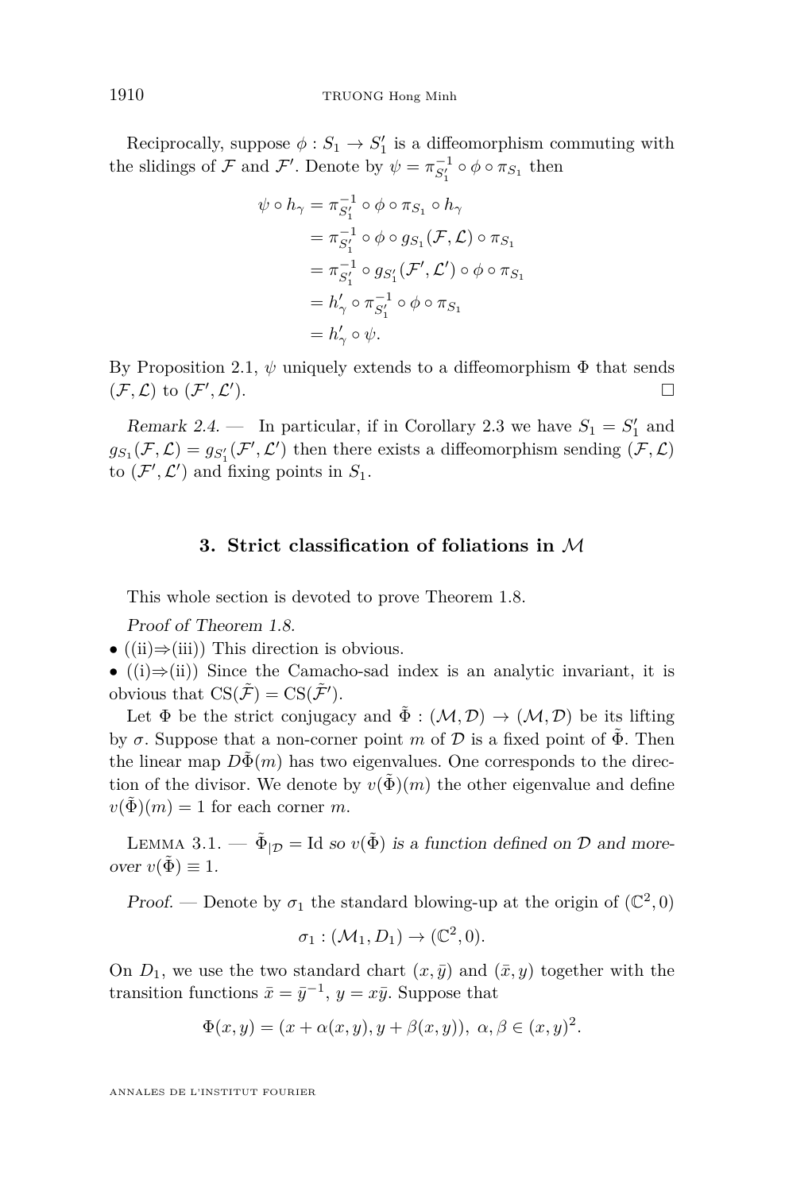Reciprocally, suppose $\phi : S_1 \to S_1'$ is a diffeomorphism commuting with the slidings of $\mathcal{F}$ and $\mathcal{F}'$. Denote by $\psi = \pi_{S_1'}^{-1} \circ \phi \circ \pi_{S_1}$ then

$$\begin{aligned}
\psi \circ h_\gamma &= \pi_{S_1'}^{-1} \circ \phi \circ \pi_{S_1} \circ h_\gamma \\
&= \pi_{S_1'}^{-1} \circ \phi \circ g_{S_1}(\mathcal{F}, \mathcal{L}) \circ \pi_{S_1} \\
&= \pi_{S_1'}^{-1} \circ g_{S_1'}(\mathcal{F}', \mathcal{L}') \circ \phi \circ \pi_{S_1} \\
&= h_\gamma' \circ \pi_{S_1'}^{-1} \circ \phi \circ \pi_{S_1} \\
&= h_\gamma' \circ \psi.
\end{aligned}$$

By Proposition 2.1, $\psi$ uniquely extends to a diffeomorphism $\Phi$ that sends $(\mathcal{F}, \mathcal{L})$ to $(\mathcal{F}', \mathcal{L}')$. □

*Remark 2.4.* — In particular, if in Corollary 2.3 we have $S_1 = S_1'$ and $g_{S_1}(\mathcal{F}, \mathcal{L}) = g_{S_1'}(\mathcal{F}', \mathcal{L}')$ then there exists a diffeomorphism sending $(\mathcal{F}, \mathcal{L})$ to $(\mathcal{F}', \mathcal{L}')$ and fixing points in $S_1$.

## 3. Strict classification of foliations in $\mathcal{M}$

This whole section is devoted to prove Theorem 1.8.

*Proof of Theorem 1.8.*

- ((ii)⇒(iii)) This direction is obvious.
- ((i)⇒(ii)) Since the Camacho-sad index is an analytic invariant, it is obvious that $\mathrm{CS}(\tilde{\mathcal{F}}) = \mathrm{CS}(\tilde{\mathcal{F}}')$.

Let $\Phi$ be the strict conjugacy and $\tilde{\Phi} : (\mathcal{M}, \mathcal{D}) \to (\mathcal{M}, \mathcal{D})$ be its lifting by $\sigma$. Suppose that a non-corner point $m$ of $\mathcal{D}$ is a fixed point of $\tilde{\Phi}$. Then the linear map $D\tilde{\Phi}(m)$ has two eigenvalues. One corresponds to the direction of the divisor. We denote by $v(\tilde{\Phi})(m)$ the other eigenvalue and define $v(\tilde{\Phi})(m) = 1$ for each corner $m$.

Lemma 3.1. — $\tilde{\Phi}_{|\mathcal{D}} = \mathrm{Id}$ *so* $v(\tilde{\Phi})$ *is a function defined on* $\mathcal{D}$ *and moreover* $v(\tilde{\Phi}) \equiv 1$.

*Proof.* — Denote by $\sigma_1$ the standard blowing-up at the origin of $(\mathbb{C}^2, 0)$

$$\sigma_1 : (\mathcal{M}_1, D_1) \to (\mathbb{C}^2, 0).$$

On $D_1$, we use the two standard chart $(x, \bar{y})$ and $(\bar{x}, y)$ together with the transition functions $\bar{x} = \bar{y}^{-1}$, $y = x\bar{y}$. Suppose that

$$\Phi(x, y) = (x + \alpha(x, y), y + \beta(x, y)),\ \alpha, \beta \in (x, y)^2.$$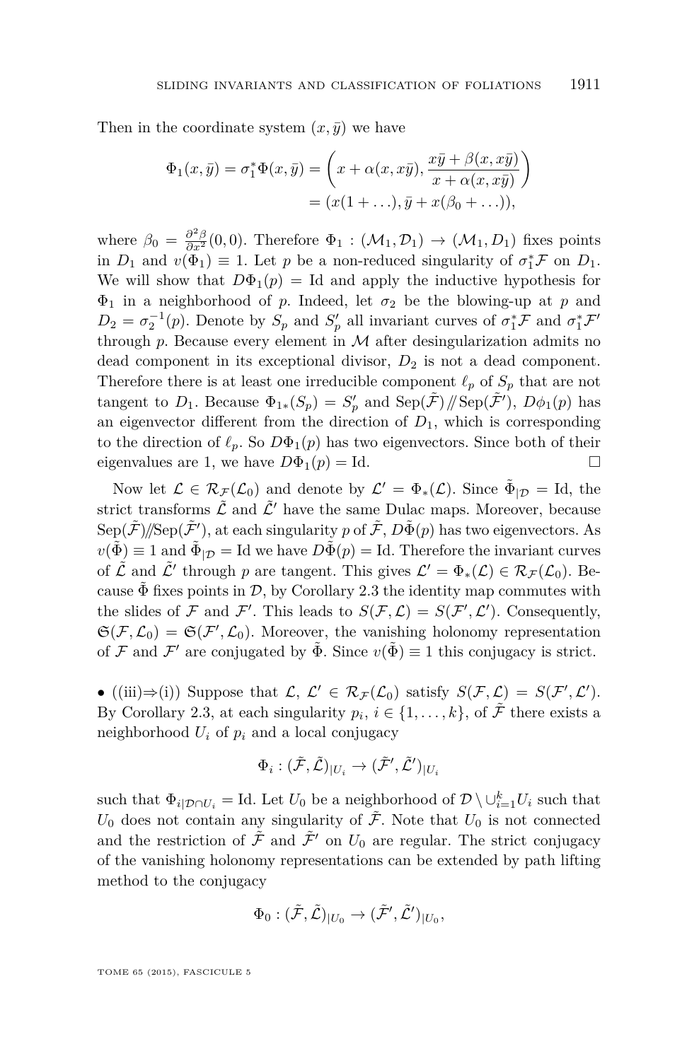Then in the coordinate system $(x, \bar{y})$ we have

$$\Phi_1(x, \bar{y}) = \sigma_1^* \Phi(x, \bar{y}) = \left( x + \alpha(x, x\bar{y}), \frac{x\bar{y} + \beta(x, x\bar{y})}{x + \alpha(x, x\bar{y})} \right)$$
$$= (x(1 + \ldots), \bar{y} + x(\beta_0 + \ldots)),$$

where $\beta_0 = \frac{\partial^2 \beta}{\partial x^2}(0,0)$. Therefore $\Phi_1 : (\mathcal{M}_1, \mathcal{D}_1) \to (\mathcal{M}_1, D_1)$ fixes points in $D_1$ and $v(\Phi_1) \equiv 1$. Let $p$ be a non-reduced singularity of $\sigma_1^* \mathcal{F}$ on $D_1$. We will show that $D\Phi_1(p) = \mathrm{Id}$ and apply the inductive hypothesis for $\Phi_1$ in a neighborhood of $p$. Indeed, let $\sigma_2$ be the blowing-up at $p$ and $D_2 = \sigma_2^{-1}(p)$. Denote by $S_p$ and $S'_p$ all invariant curves of $\sigma_1^* \mathcal{F}$ and $\sigma_1^* \mathcal{F}'$ through $p$. Because every element in $\mathcal{M}$ after desingularization admits no dead component in its exceptional divisor, $D_2$ is not a dead component. Therefore there is at least one irreducible component $\ell_p$ of $S_p$ that are not tangent to $D_1$. Because $\Phi_{1*}(S_p) = S'_p$ and $\mathrm{Sep}(\tilde{\mathcal{F}}) /\!\!/ \mathrm{Sep}(\tilde{\mathcal{F}}')$, $D\phi_1(p)$ has an eigenvector different from the direction of $D_1$, which is corresponding to the direction of $\ell_p$. So $D\Phi_1(p)$ has two eigenvectors. Since both of their eigenvalues are 1, we have $D\Phi_1(p) = \mathrm{Id}$. □

Now let $\mathcal{L} \in \mathcal{R}_{\mathcal{F}}(\mathcal{L}_0)$ and denote by $\mathcal{L}' = \Phi_*(\mathcal{L})$. Since $\tilde{\Phi}_{|\mathcal{D}} = \mathrm{Id}$, the strict transforms $\tilde{\mathcal{L}}$ and $\tilde{\mathcal{L}}'$ have the same Dulac maps. Moreover, because $\mathrm{Sep}(\tilde{\mathcal{F}}) /\!\!/ \mathrm{Sep}(\tilde{\mathcal{F}}')$, at each singularity $p$ of $\tilde{\mathcal{F}}$, $D\tilde{\Phi}(p)$ has two eigenvectors. As $v(\tilde{\Phi}) \equiv 1$ and $\tilde{\Phi}_{|\mathcal{D}} = \mathrm{Id}$ we have $D\tilde{\Phi}(p) = \mathrm{Id}$. Therefore the invariant curves of $\tilde{\mathcal{L}}$ and $\tilde{\mathcal{L}}'$ through $p$ are tangent. This gives $\mathcal{L}' = \Phi_*(\mathcal{L}) \in \mathcal{R}_{\mathcal{F}}(\mathcal{L}_0)$. Because $\tilde{\Phi}$ fixes points in $\mathcal{D}$, by Corollary 2.3 the identity map commutes with the slides of $\mathcal{F}$ and $\mathcal{F}'$. This leads to $S(\mathcal{F}, \mathcal{L}) = S(\mathcal{F}', \mathcal{L}')$. Consequently, $\mathfrak{S}(\mathcal{F}, \mathcal{L}_0) = \mathfrak{S}(\mathcal{F}', \mathcal{L}_0)$. Moreover, the vanishing holonomy representation of $\mathcal{F}$ and $\mathcal{F}'$ are conjugated by $\tilde{\Phi}$. Since $v(\tilde{\Phi}) \equiv 1$ this conjugacy is strict.

• ((iii)⇒(i)) Suppose that $\mathcal{L}$, $\mathcal{L}' \in \mathcal{R}_{\mathcal{F}}(\mathcal{L}_0)$ satisfy $S(\mathcal{F}, \mathcal{L}) = S(\mathcal{F}', \mathcal{L}')$. By Corollary 2.3, at each singularity $p_i$, $i \in \{1, \ldots, k\}$, of $\tilde{\mathcal{F}}$ there exists a neighborhood $U_i$ of $p_i$ and a local conjugacy

$$\Phi_i : (\tilde{\mathcal{F}}, \tilde{\mathcal{L}})_{|U_i} \to (\tilde{\mathcal{F}}', \tilde{\mathcal{L}}')_{|U_i}$$

such that $\Phi_{i|\mathcal{D} \cap U_i} = \mathrm{Id}$. Let $U_0$ be a neighborhood of $\mathcal{D} \setminus \cup_{i=1}^k U_i$ such that $U_0$ does not contain any singularity of $\tilde{\mathcal{F}}$. Note that $U_0$ is not connected and the restriction of $\tilde{\mathcal{F}}$ and $\tilde{\mathcal{F}}'$ on $U_0$ are regular. The strict conjugacy of the vanishing holonomy representations can be extended by path lifting method to the conjugacy

$$\Phi_0 : (\tilde{\mathcal{F}}, \tilde{\mathcal{L}})_{|U_0} \to (\tilde{\mathcal{F}}', \tilde{\mathcal{L}}')_{|U_0},$$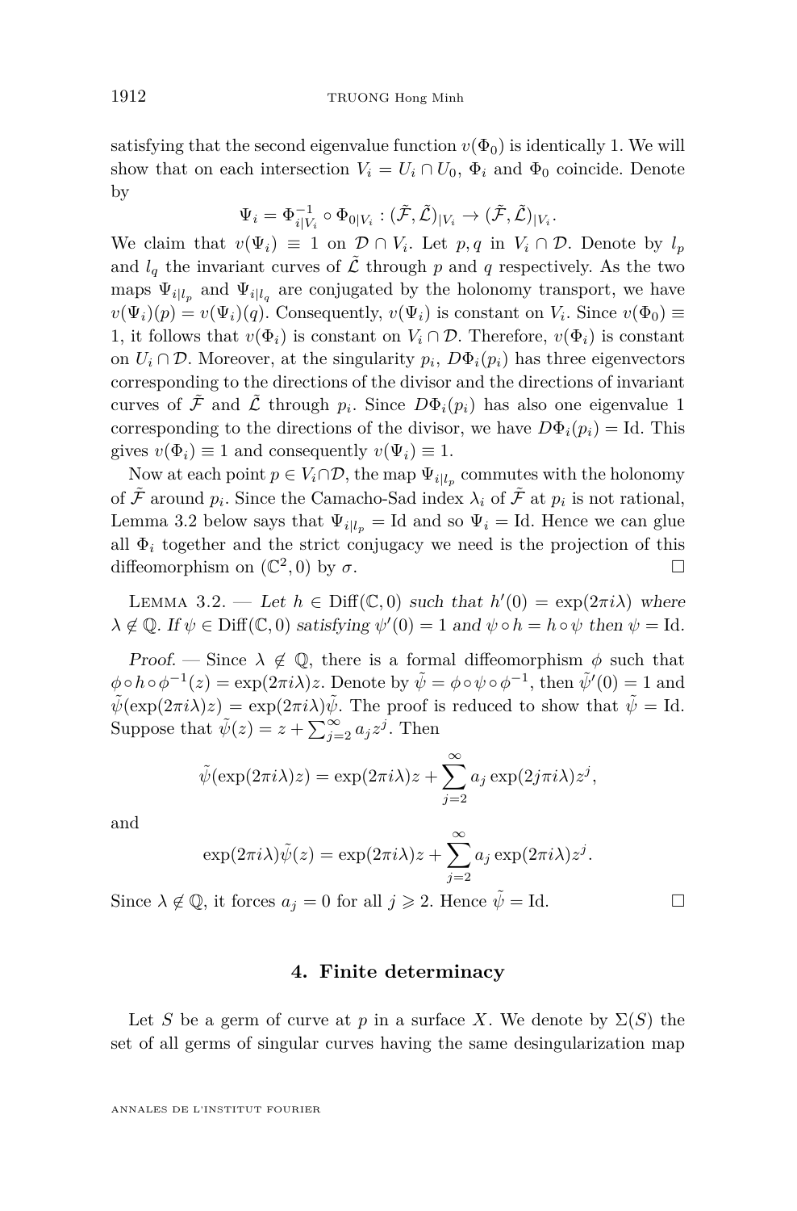satisfying that the second eigenvalue function $v(\Phi_0)$ is identically 1. We will show that on each intersection $V_i = U_i \cap U_0$, $\Phi_i$ and $\Phi_0$ coincide. Denote by

$$\Psi_i = \Phi_{i|V_i}^{-1} \circ \Phi_{0|V_i} : (\tilde{\mathcal{F}}, \tilde{\mathcal{L}})_{|V_i} \to (\tilde{\mathcal{F}}, \tilde{\mathcal{L}})_{|V_i}.$$

We claim that $v(\Psi_i) \equiv 1$ on $\mathcal{D} \cap V_i$. Let $p, q$ in $V_i \cap \mathcal{D}$. Denote by $l_p$ and $l_q$ the invariant curves of $\tilde{\mathcal{L}}$ through $p$ and $q$ respectively. As the two maps $\Psi_{i|l_p}$ and $\Psi_{i|l_q}$ are conjugated by the holonomy transport, we have $v(\Psi_i)(p) = v(\Psi_i)(q)$. Consequently, $v(\Psi_i)$ is constant on $V_i$. Since $v(\Phi_0) \equiv 1$, it follows that $v(\Phi_i)$ is constant on $V_i \cap \mathcal{D}$. Therefore, $v(\Phi_i)$ is constant on $U_i \cap \mathcal{D}$. Moreover, at the singularity $p_i$, $D\Phi_i(p_i)$ has three eigenvectors corresponding to the directions of the divisor and the directions of invariant curves of $\tilde{\mathcal{F}}$ and $\tilde{\mathcal{L}}$ through $p_i$. Since $D\Phi_i(p_i)$ has also one eigenvalue 1 corresponding to the directions of the divisor, we have $D\Phi_i(p_i) = \mathrm{Id}$. This gives $v(\Phi_i) \equiv 1$ and consequently $v(\Psi_i) \equiv 1$.

Now at each point $p \in V_i \cap \mathcal{D}$, the map $\Psi_{i|l_p}$ commutes with the holonomy of $\tilde{\mathcal{F}}$ around $p_i$. Since the Camacho-Sad index $\lambda_i$ of $\tilde{\mathcal{F}}$ at $p_i$ is not rational, Lemma 3.2 below says that $\Psi_{i|l_p} = \mathrm{Id}$ and so $\Psi_i = \mathrm{Id}$. Hence we can glue all $\Phi_i$ together and the strict conjugacy we need is the projection of this diffeomorphism on $(\mathbb{C}^2, 0)$ by $\sigma$. □

Lemma 3.2. — *Let $h \in \mathrm{Diff}(\mathbb{C}, 0)$ such that $h'(0) = \exp(2\pi i \lambda)$ where $\lambda \notin \mathbb{Q}$. If $\psi \in \mathrm{Diff}(\mathbb{C}, 0)$ satisfying $\psi'(0) = 1$ and $\psi \circ h = h \circ \psi$ then $\psi = \mathrm{Id}$.*

*Proof.* — Since $\lambda \notin \mathbb{Q}$, there is a formal diffeomorphism $\phi$ such that $\phi \circ h \circ \phi^{-1}(z) = \exp(2\pi i \lambda) z$. Denote by $\tilde{\psi} = \phi \circ \psi \circ \phi^{-1}$, then $\tilde{\psi}'(0) = 1$ and $\tilde{\psi}(\exp(2\pi i \lambda) z) = \exp(2\pi i \lambda) \tilde{\psi}$. The proof is reduced to show that $\tilde{\psi} = \mathrm{Id}$. Suppose that $\tilde{\psi}(z) = z + \sum_{j=2}^{\infty} a_j z^j$. Then

$$\tilde{\psi}(\exp(2\pi i \lambda) z) = \exp(2\pi i \lambda) z + \sum_{j=2}^{\infty} a_j \exp(2j\pi i \lambda) z^j,$$

and

$$\exp(2\pi i \lambda) \tilde{\psi}(z) = \exp(2\pi i \lambda) z + \sum_{j=2}^{\infty} a_j \exp(2\pi i \lambda) z^j.$$

Since $\lambda \notin \mathbb{Q}$, it forces $a_j = 0$ for all $j \geqslant 2$. Hence $\tilde{\psi} = \mathrm{Id}$. □

## 4. Finite determinacy

Let $S$ be a germ of curve at $p$ in a surface $X$. We denote by $\Sigma(S)$ the set of all germs of singular curves having the same desingularization map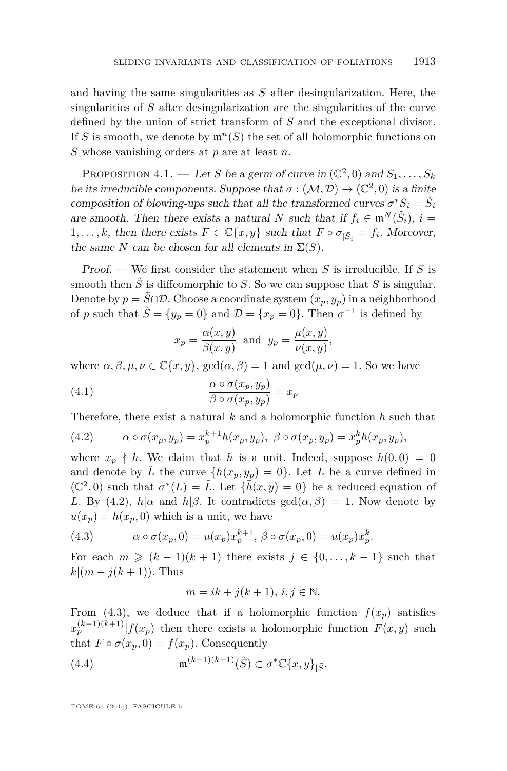and having the same singularities as $S$ after desingularization. Here, the singularities of $S$ after desingularization are the singularities of the curve defined by the union of strict transform of $S$ and the exceptional divisor. If $S$ is smooth, we denote by $\mathfrak{m}^n(S)$ the set of all holomorphic functions on $S$ whose vanishing orders at $p$ are at least $n$.

Proposition 4.1. — *Let $S$ be a germ of curve in $(\mathbb{C}^2, 0)$ and $S_1, \ldots, S_k$ be its irreducible components. Suppose that $\sigma : (\mathcal{M}, \mathcal{D}) \to (\mathbb{C}^2, 0)$ is a finite composition of blowing-ups such that all the transformed curves $\sigma^* S_i = \tilde{S}_i$ are smooth. Then there exists a natural $N$ such that if $f_i \in \mathfrak{m}^N(\tilde{S}_i)$, $i = 1, \ldots, k$, then there exists $F \in \mathbb{C}\{x, y\}$ such that $F \circ \sigma_{|\tilde{S}_i} = f_i$. Moreover, the same $N$ can be chosen for all elements in $\Sigma(S)$.*

*Proof.* — We first consider the statement when $S$ is irreducible. If $S$ is smooth then $\tilde{S}$ is diffeomorphic to $S$. So we can suppose that $S$ is singular. Denote by $p = \tilde{S} \cap \mathcal{D}$. Choose a coordinate system $(x_p, y_p)$ in a neighborhood of $p$ such that $\tilde{S} = \{y_p = 0\}$ and $\mathcal{D} = \{x_p = 0\}$. Then $\sigma^{-1}$ is defined by

$$x_p = \frac{\alpha(x, y)}{\beta(x, y)} \text{ and } y_p = \frac{\mu(x, y)}{\nu(x, y)},$$

where $\alpha, \beta, \mu, \nu \in \mathbb{C}\{x, y\}$, $\gcd(\alpha, \beta) = 1$ and $\gcd(\mu, \nu) = 1$. So we have

$$\frac{\alpha \circ \sigma(x_p, y_p)}{\beta \circ \sigma(x_p, y_p)} = x_p \tag{4.1}$$

Therefore, there exist a natural $k$ and a holomorphic function $h$ such that

$$\alpha \circ \sigma(x_p, y_p) = x_p^{k+1} h(x_p, y_p), \ \beta \circ \sigma(x_p, y_p) = x_p^k h(x_p, y_p), \tag{4.2}$$

where $x_p \nmid h$. We claim that $h$ is a unit. Indeed, suppose $h(0,0) = 0$ and denote by $\tilde{L}$ the curve $\{h(x_p, y_p) = 0\}$. Let $L$ be a curve defined in $(\mathbb{C}^2, 0)$ such that $\sigma^*(L) = \tilde{L}$. Let $\{\bar{h}(x, y) = 0\}$ be a reduced equation of $L$. By (4.2), $\bar{h} | \alpha$ and $\bar{h} | \beta$. It contradicts $\gcd(\alpha, \beta) = 1$. Now denote by $u(x_p) = h(x_p, 0)$ which is a unit, we have

$$\alpha \circ \sigma(x_p, 0) = u(x_p) x_p^{k+1}, \ \beta \circ \sigma(x_p, 0) = u(x_p) x_p^k. \tag{4.3}$$

For each $m \geqslant (k-1)(k+1)$ there exists $j \in \{0, \ldots, k-1\}$ such that $k | (m - j(k+1))$. Thus

$$m = ik + j(k+1), \ i, j \in \mathbb{N}.$$

From (4.3), we deduce that if a holomorphic function $f(x_p)$ satisfies $x_p^{(k-1)(k+1)} | f(x_p)$ then there exists a holomorphic function $F(x, y)$ such that $F \circ \sigma(x_p, 0) = f(x_p)$. Consequently

$$\mathfrak{m}^{(k-1)(k+1)}(\tilde{S}) \subset \sigma^* \mathbb{C}\{x, y\}_{|\tilde{S}}. \tag{4.4}$$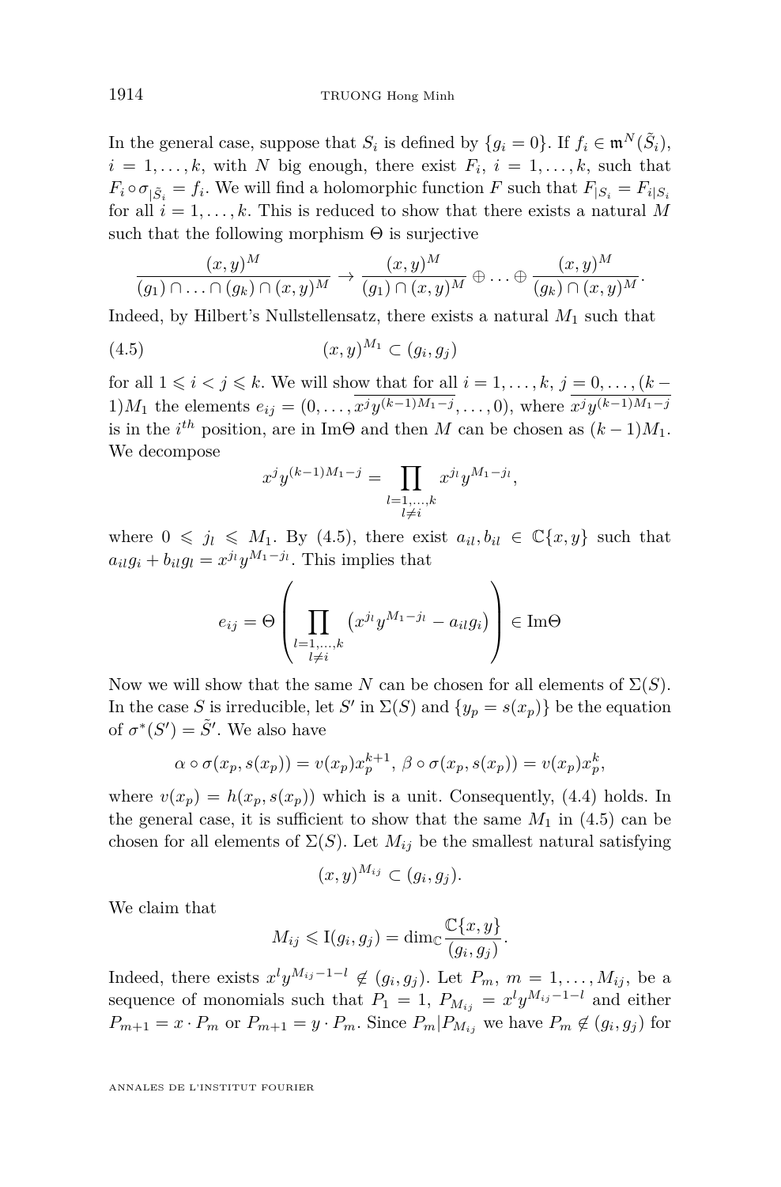In the general case, suppose that $S_i$ is defined by $\{g_i = 0\}$. If $f_i \in \mathfrak{m}^N(\tilde{S}_i)$, $i = 1, \dots, k$, with $N$ big enough, there exist $F_i$, $i = 1, \dots, k$, such that $F_i \circ \sigma_{|\tilde{S}_i} = f_i$. We will find a holomorphic function $F$ such that $F_{|S_i} = F_{i|S_i}$ for all $i = 1, \dots, k$. This is reduced to show that there exists a natural $M$ such that the following morphism $\Theta$ is surjective

$$\frac{(x,y)^M}{(g_1) \cap \ldots \cap (g_k) \cap (x,y)^M} \to \frac{(x,y)^M}{(g_1) \cap (x,y)^M} \oplus \dots \oplus \frac{(x,y)^M}{(g_k) \cap (x,y)^M}.$$

Indeed, by Hilbert's Nullstellensatz, there exists a natural $M_1$ such that

$$(x,y)^{M_1} \subset (g_i, g_j) \tag{4.5}$$

for all $1 \leqslant i < j \leqslant k$. We will show that for all $i = 1, \dots, k$, $j = 0, \dots, (k-1)M_1$ the elements $e_{ij} = (0, \dots, \overline{x^j y^{(k-1)M_1 - j}}, \dots, 0)$, where $\overline{x^j y^{(k-1)M_1 - j}}$ is in the $i^{th}$ position, are in $\mathrm{Im}\Theta$ and then $M$ can be chosen as $(k-1)M_1$. We decompose

$$x^j y^{(k-1)M_1 - j} = \prod_{\substack{l=1,\dots,k \\ l \neq i}} x^{j_l} y^{M_1 - j_l},$$

where $0 \leqslant j_l \leqslant M_1$. By (4.5), there exist $a_{il}, b_{il} \in \mathbb{C}\{x,y\}$ such that $a_{il} g_i + b_{il} g_l = x^{j_l} y^{M_1 - j_l}$. This implies that

$$e_{ij} = \Theta\left( \prod_{\substack{l=1,\dots,k \\ l \neq i}} \left( x^{j_l} y^{M_1 - j_l} - a_{il} g_i \right) \right) \in \mathrm{Im}\Theta$$

Now we will show that the same $N$ can be chosen for all elements of $\Sigma(S)$. In the case $S$ is irreducible, let $S'$ in $\Sigma(S)$ and $\{y_p = s(x_p)\}$ be the equation of $\sigma^*(S') = \tilde{S}'$. We also have

$$\alpha \circ \sigma(x_p, s(x_p)) = v(x_p) x_p^{k+1}, \; \beta \circ \sigma(x_p, s(x_p)) = v(x_p) x_p^k,$$

where $v(x_p) = h(x_p, s(x_p))$ which is a unit. Consequently, (4.4) holds. In the general case, it is sufficient to show that the same $M_1$ in (4.5) can be chosen for all elements of $\Sigma(S)$. Let $M_{ij}$ be the smallest natural satisfying

$$(x,y)^{M_{ij}} \subset (g_i, g_j).$$

We claim that

$$M_{ij} \leqslant \mathrm{I}(g_i, g_j) = \dim_{\mathbb{C}} \frac{\mathbb{C}\{x,y\}}{(g_i, g_j)}.$$

Indeed, there exists $x^l y^{M_{ij} - 1 - l} \notin (g_i, g_j)$. Let $P_m$, $m = 1, \dots, M_{ij}$, be a sequence of monomials such that $P_1 = 1$, $P_{M_{ij}} = x^l y^{M_{ij} - 1 - l}$ and either $P_{m+1} = x \cdot P_m$ or $P_{m+1} = y \cdot P_m$. Since $P_m | P_{M_{ij}}$ we have $P_m \notin (g_i, g_j)$ for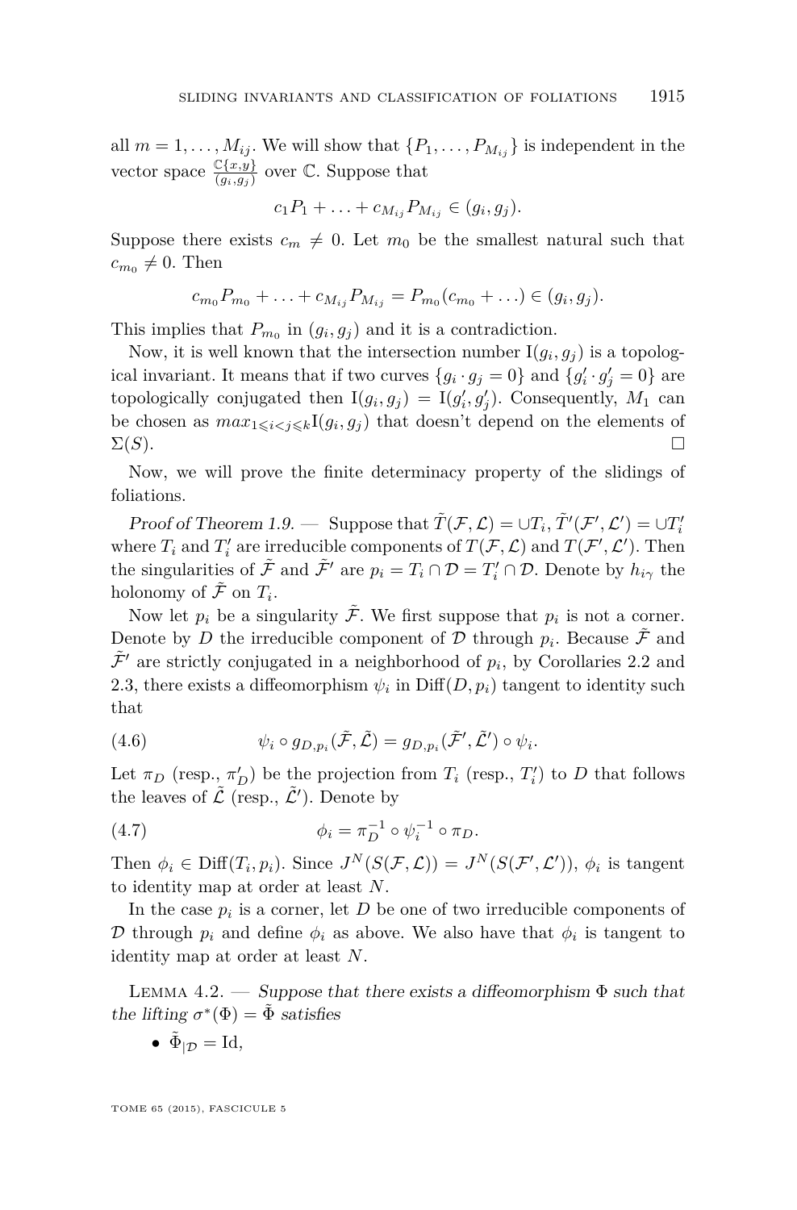all $m = 1, \ldots, M_{ij}$. We will show that $\{P_1, \ldots, P_{M_{ij}}\}$ is independent in the vector space $\frac{\mathbb{C}\{x,y\}}{(g_i,g_j)}$ over $\mathbb{C}$. Suppose that

$$c_1 P_1 + \ldots + c_{M_{ij}} P_{M_{ij}} \in (g_i, g_j).$$

Suppose there exists $c_m \neq 0$. Let $m_0$ be the smallest natural such that $c_{m_0} \neq 0$. Then

$$c_{m_0} P_{m_0} + \ldots + c_{M_{ij}} P_{M_{ij}} = P_{m_0}(c_{m_0} + \ldots) \in (g_i, g_j).$$

This implies that $P_{m_0}$ in $(g_i, g_j)$ and it is a contradiction.

Now, it is well known that the intersection number $\mathrm{I}(g_i, g_j)$ is a topological invariant. It means that if two curves $\{g_i \cdot g_j = 0\}$ and $\{g_i' \cdot g_j' = 0\}$ are topologically conjugated then $\mathrm{I}(g_i, g_j) = \mathrm{I}(g_i', g_j')$. Consequently, $M_1$ can be chosen as $max_{1 \leqslant i < j \leqslant k} \mathrm{I}(g_i, g_j)$ that doesn't depend on the elements of $\Sigma(S)$. $\square$

Now, we will prove the finite determinacy property of the slidings of foliations.

*Proof of Theorem 1.9.* — Suppose that $\tilde{T}(\mathcal{F}, \mathcal{L}) = \cup T_i$, $\tilde{T}'(\mathcal{F}', \mathcal{L}') = \cup T_i'$ where $T_i$ and $T_i'$ are irreducible components of $T(\mathcal{F}, \mathcal{L})$ and $T(\mathcal{F}', \mathcal{L}')$. Then the singularities of $\tilde{\mathcal{F}}$ and $\tilde{\mathcal{F}}'$ are $p_i = T_i \cap \mathcal{D} = T_i' \cap \mathcal{D}$. Denote by $h_{i\gamma}$ the holonomy of $\tilde{\mathcal{F}}$ on $T_i$.

Now let $p_i$ be a singularity $\tilde{\mathcal{F}}$. We first suppose that $p_i$ is not a corner. Denote by $D$ the irreducible component of $\mathcal{D}$ through $p_i$. Because $\tilde{\mathcal{F}}$ and $\tilde{\mathcal{F}}'$ are strictly conjugated in a neighborhood of $p_i$, by Corollaries 2.2 and 2.3, there exists a diffeomorphism $\psi_i$ in $\mathrm{Diff}(D, p_i)$ tangent to identity such that

$$\psi_i \circ g_{D,p_i}(\tilde{\mathcal{F}}, \tilde{\mathcal{L}}) = g_{D,p_i}(\tilde{\mathcal{F}}', \tilde{\mathcal{L}}') \circ \psi_i. \tag{4.6}$$

Let $\pi_D$ (resp., $\pi_D'$) be the projection from $T_i$ (resp., $T_i'$) to $D$ that follows the leaves of $\tilde{\mathcal{L}}$ (resp., $\tilde{\mathcal{L}}'$). Denote by

$$\phi_i = \pi_D'^{-1} \circ \psi_i^{-1} \circ \pi_D. \tag{4.7}$$

Then $\phi_i \in \mathrm{Diff}(T_i, p_i)$. Since $J^N(S(\mathcal{F}, \mathcal{L})) = J^N(S(\mathcal{F}', \mathcal{L}'))$, $\phi_i$ is tangent to identity map at order at least $N$.

In the case $p_i$ is a corner, let $D$ be one of two irreducible components of $\mathcal{D}$ through $p_i$ and define $\phi_i$ as above. We also have that $\phi_i$ is tangent to identity map at order at least $N$.

Lemma 4.2. — *Suppose that there exists a diffeomorphism $\Phi$ such that the lifting $\sigma^*(\Phi) = \tilde{\Phi}$ satisfies*

- $\tilde{\Phi}_{|\mathcal{D}} = \mathrm{Id}$,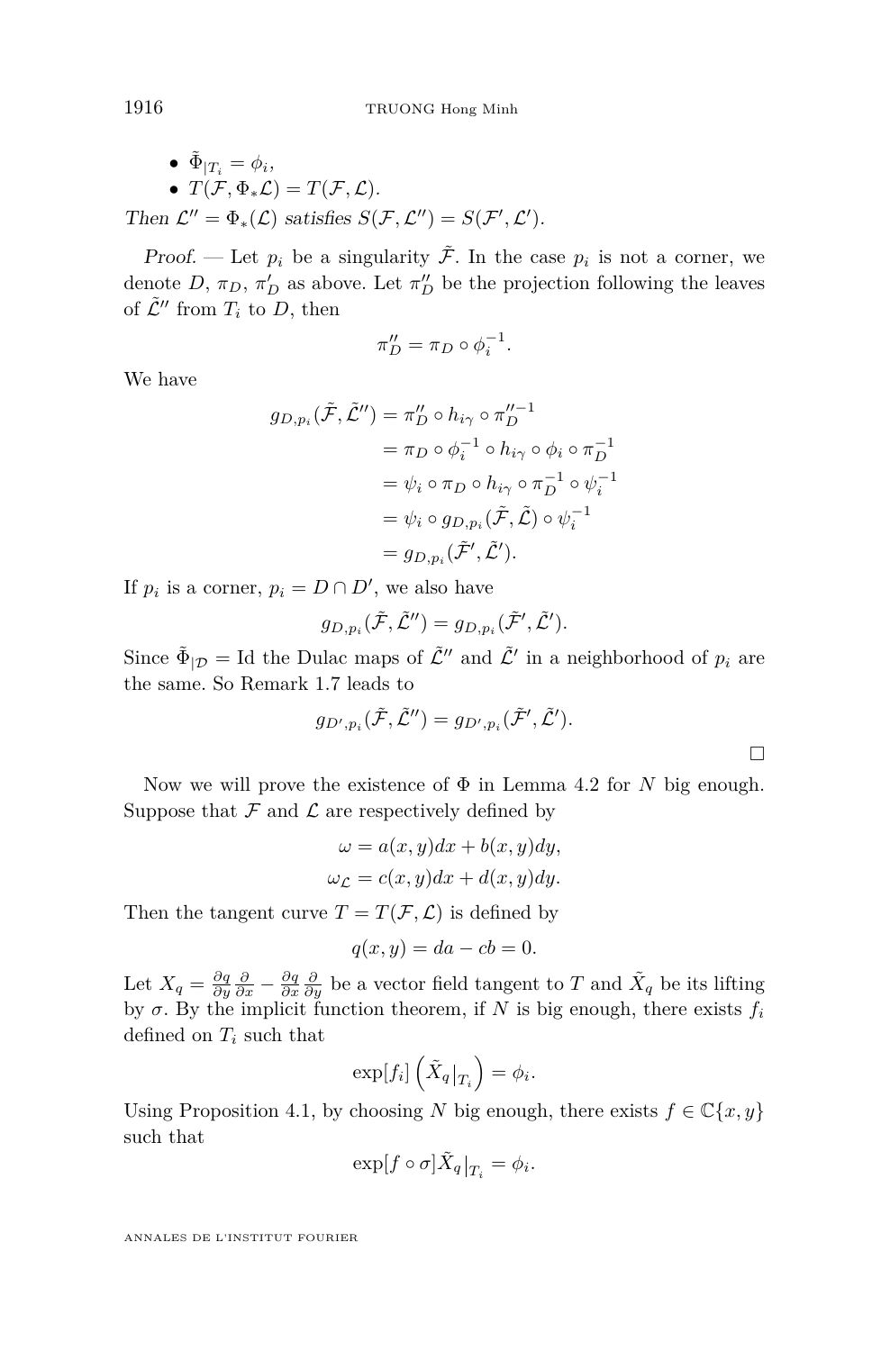- $\tilde{\Phi}_{|T_i} = \phi_i$,
- $T(\mathcal{F}, \Phi_* \mathcal{L}) = T(\mathcal{F}, \mathcal{L})$.

*Then $\mathcal{L}'' = \Phi_*(\mathcal{L})$ satisfies $S(\mathcal{F}, \mathcal{L}'') = S(\mathcal{F}', \mathcal{L}')$.*

*Proof.* — Let $p_i$ be a singularity $\tilde{\mathcal{F}}$. In the case $p_i$ is not a corner, we denote $D$, $\pi_D$, $\pi'_D$ as above. Let $\pi''_D$ be the projection following the leaves of $\tilde{\mathcal{L}}''$ from $T_i$ to $D$, then

$$\pi''_D = \pi_D \circ \phi_i^{-1}.$$

We have

$$\begin{aligned} g_{D,p_i}(\tilde{\mathcal{F}}, \tilde{\mathcal{L}}'') &= \pi''_D \circ h_{i\gamma} \circ \pi''^{-1}_D \\ &= \pi_D \circ \phi_i^{-1} \circ h_{i\gamma} \circ \phi_i \circ \pi_D^{-1} \\ &= \psi_i \circ \pi_D \circ h_{i\gamma} \circ \pi_D^{-1} \circ \psi_i^{-1} \\ &= \psi_i \circ g_{D,p_i}(\tilde{\mathcal{F}}, \tilde{\mathcal{L}}) \circ \psi_i^{-1} \\ &= g_{D,p_i}(\tilde{\mathcal{F}}', \tilde{\mathcal{L}}'). \end{aligned}$$

If $p_i$ is a corner, $p_i = D \cap D'$, we also have

$$g_{D,p_i}(\tilde{\mathcal{F}}, \tilde{\mathcal{L}}'') = g_{D,p_i}(\tilde{\mathcal{F}}', \tilde{\mathcal{L}}').$$

Since $\tilde{\Phi}_{|\mathcal{D}} = \mathrm{Id}$ the Dulac maps of $\tilde{\mathcal{L}}''$ and $\tilde{\mathcal{L}}'$ in a neighborhood of $p_i$ are the same. So Remark 1.7 leads to

$$g_{D',p_i}(\tilde{\mathcal{F}}, \tilde{\mathcal{L}}'') = g_{D',p_i}(\tilde{\mathcal{F}}', \tilde{\mathcal{L}}').$$

□

Now we will prove the existence of $\Phi$ in Lemma 4.2 for $N$ big enough. Suppose that $\mathcal{F}$ and $\mathcal{L}$ are respectively defined by

$$\begin{aligned} \omega &= a(x,y)dx + b(x,y)dy, \\ \omega_{\mathcal{L}} &= c(x,y)dx + d(x,y)dy. \end{aligned}$$

Then the tangent curve $T = T(\mathcal{F}, \mathcal{L})$ is defined by

$$q(x,y) = da - cb = 0.$$

Let $X_q = \frac{\partial q}{\partial y}\frac{\partial}{\partial x} - \frac{\partial q}{\partial x}\frac{\partial}{\partial y}$ be a vector field tangent to $T$ and $\tilde{X}_q$ be its lifting by $\sigma$. By the implicit function theorem, if $N$ is big enough, there exists $f_i$ defined on $T_i$ such that

$$\exp[f_i]\left(\tilde{X}_q|_{T_i}\right) = \phi_i.$$

Using Proposition 4.1, by choosing $N$ big enough, there exists $f \in \mathbb{C}\{x, y\}$ such that

$$\exp[f \circ \sigma]\tilde{X}_q|_{T_i} = \phi_i.$$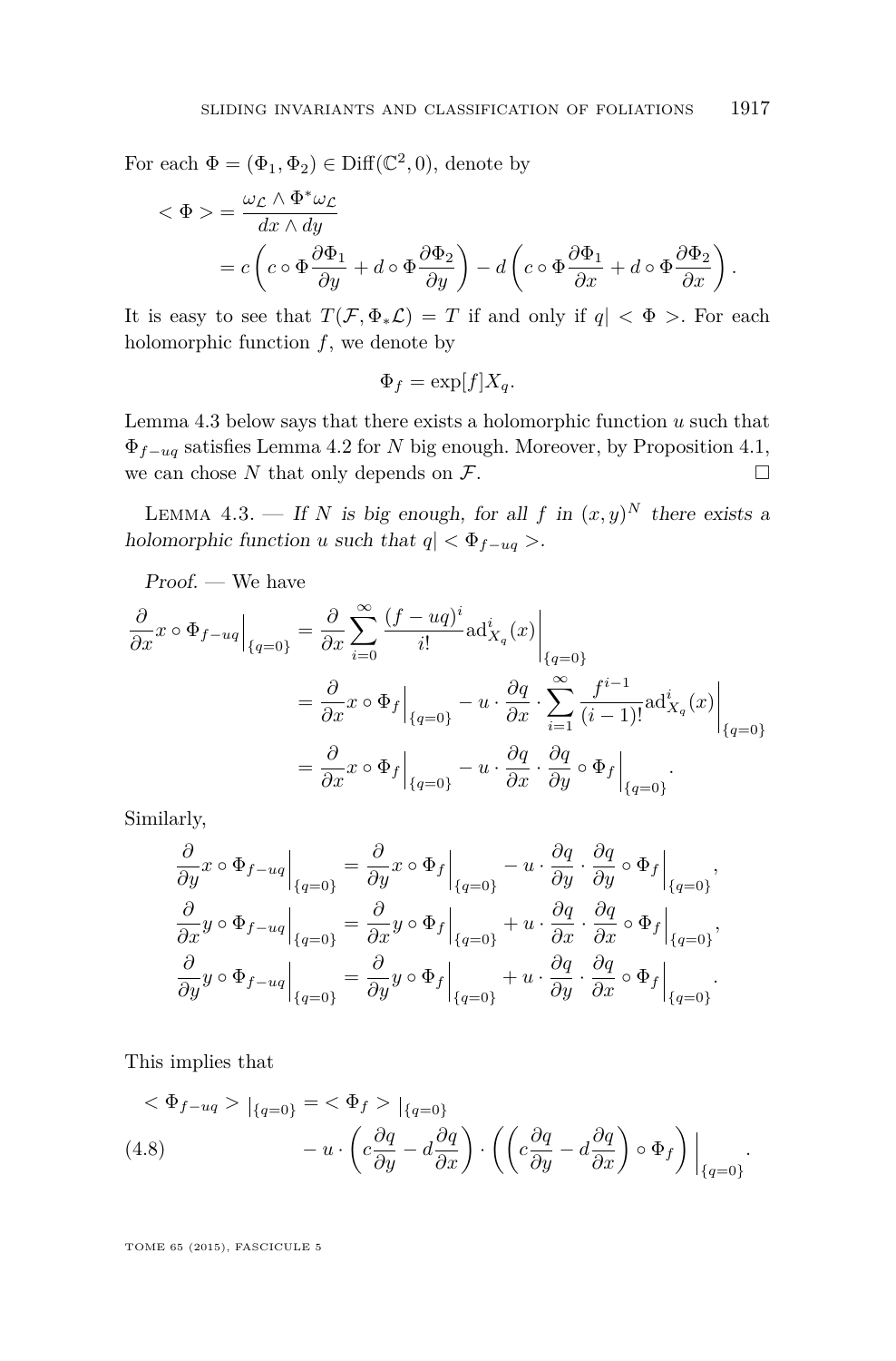For each $\Phi = (\Phi_1, \Phi_2) \in \mathrm{Diff}(\mathbb{C}^2, 0)$, denote by

$$
\begin{aligned}
<\Phi> &= \frac{\omega_{\mathcal{L}} \wedge \Phi^* \omega_{\mathcal{L}}}{dx \wedge dy} \\
&= c\left(c \circ \Phi \frac{\partial \Phi_1}{\partial y} + d \circ \Phi \frac{\partial \Phi_2}{\partial y}\right) - d\left(c \circ \Phi \frac{\partial \Phi_1}{\partial x} + d \circ \Phi \frac{\partial \Phi_2}{\partial x}\right).
\end{aligned}
$$

It is easy to see that $T(\mathcal{F}, \Phi_* \mathcal{L}) = T$ if and only if $q| < \Phi >$. For each holomorphic function $f$, we denote by

$$
\Phi_f = \exp[f] X_q.
$$

Lemma 4.3 below says that there exists a holomorphic function $u$ such that $\Phi_{f-uq}$ satisfies Lemma 4.2 for $N$ big enough. Moreover, by Proposition 4.1, we can chose $N$ that only depends on $\mathcal{F}$. $\square$

Lemma 4.3. — *If $N$ is big enough, for all $f$ in $(x,y)^N$ there exists a holomorphic function $u$ such that $q| < \Phi_{f-uq} >$.*

*Proof.* — We have

$$
\begin{aligned}
\frac{\partial}{\partial x} x \circ \Phi_{f-uq}\Big|_{\{q=0\}} &= \frac{\partial}{\partial x} \sum_{i=0}^{\infty} \frac{(f-uq)^i}{i!} \mathrm{ad}^i_{X_q}(x)\Big|_{\{q=0\}} \\
&= \frac{\partial}{\partial x} x \circ \Phi_f\Big|_{\{q=0\}} - u \cdot \frac{\partial q}{\partial x} \cdot \sum_{i=1}^{\infty} \frac{f^{i-1}}{(i-1)!} \mathrm{ad}^i_{X_q}(x)\Big|_{\{q=0\}} \\
&= \frac{\partial}{\partial x} x \circ \Phi_f\Big|_{\{q=0\}} - u \cdot \frac{\partial q}{\partial x} \cdot \frac{\partial q}{\partial y} \circ \Phi_f\Big|_{\{q=0\}}.
\end{aligned}
$$

Similarly,

$$
\begin{aligned}
\frac{\partial}{\partial y} x \circ \Phi_{f-uq}\Big|_{\{q=0\}} &= \frac{\partial}{\partial y} x \circ \Phi_f\Big|_{\{q=0\}} - u \cdot \frac{\partial q}{\partial y} \cdot \frac{\partial q}{\partial y} \circ \Phi_f\Big|_{\{q=0\}}, \\
\frac{\partial}{\partial x} y \circ \Phi_{f-uq}\Big|_{\{q=0\}} &= \frac{\partial}{\partial x} y \circ \Phi_f\Big|_{\{q=0\}} + u \cdot \frac{\partial q}{\partial x} \cdot \frac{\partial q}{\partial x} \circ \Phi_f\Big|_{\{q=0\}}, \\
\frac{\partial}{\partial y} y \circ \Phi_{f-uq}\Big|_{\{q=0\}} &= \frac{\partial}{\partial y} y \circ \Phi_f\Big|_{\{q=0\}} + u \cdot \frac{\partial q}{\partial y} \cdot \frac{\partial q}{\partial x} \circ \Phi_f\Big|_{\{q=0\}}.
\end{aligned}
$$

This implies that

$$
\begin{aligned}
<\Phi_{f-uq}>|_{\{q=0\}} &= <\Phi_f>|_{\{q=0\}} \\
&\quad - u \cdot \left(c\frac{\partial q}{\partial y} - d\frac{\partial q}{\partial x}\right) \cdot \left(\left(c\frac{\partial q}{\partial y} - d\frac{\partial q}{\partial x}\right) \circ \Phi_f\right)\Big|_{\{q=0\}}. \qquad (4.8)
\end{aligned}
$$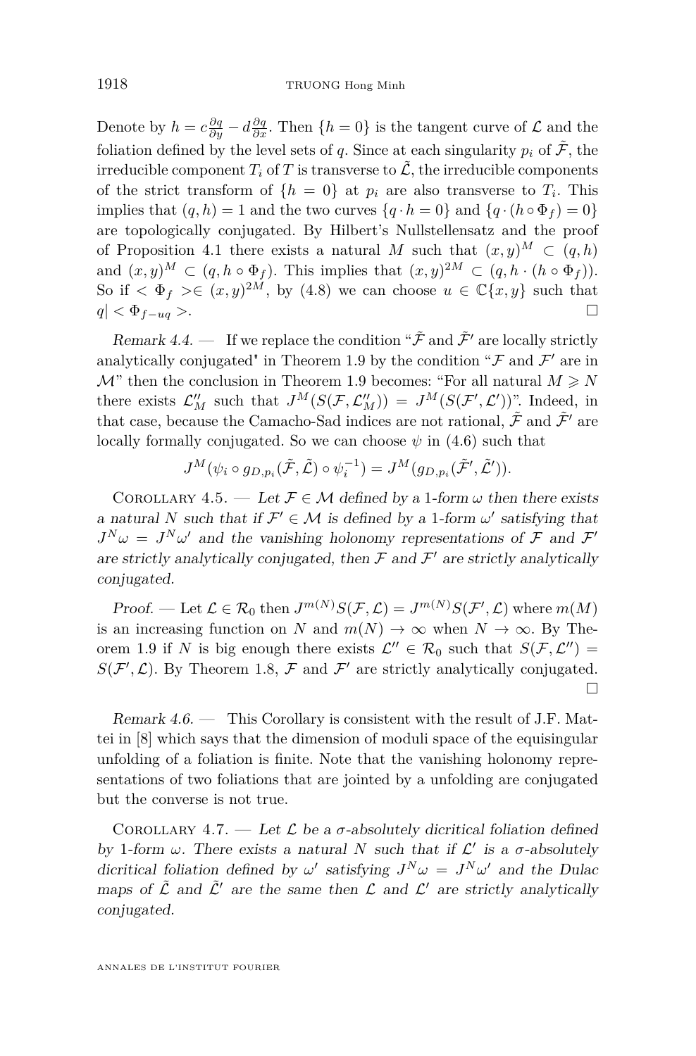Denote by $h = c\frac{\partial q}{\partial y} - d\frac{\partial q}{\partial x}$. Then $\{h = 0\}$ is the tangent curve of $\mathcal{L}$ and the foliation defined by the level sets of $q$. Since at each singularity $p_i$ of $\tilde{\mathcal{F}}$, the irreducible component $T_i$ of $T$ is transverse to $\tilde{\mathcal{L}}$, the irreducible components of the strict transform of $\{h = 0\}$ at $p_i$ are also transverse to $T_i$. This implies that $(q, h) = 1$ and the two curves $\{q \cdot h = 0\}$ and $\{q \cdot (h \circ \Phi_f) = 0\}$ are topologically conjugated. By Hilbert's Nullstellensatz and the proof of Proposition 4.1 there exists a natural $M$ such that $(x, y)^M \subset (q, h)$ and $(x, y)^M \subset (q, h \circ \Phi_f)$. This implies that $(x, y)^{2M} \subset (q, h \cdot (h \circ \Phi_f))$. So if $< \Phi_f > \in (x, y)^{2M}$, by (4.8) we can choose $u \in \mathbb{C}\{x, y\}$ such that $q| < \Phi_{f-uq} >$. □

*Remark 4.4.* — If we replace the condition "$\tilde{\mathcal{F}}$ and $\tilde{\mathcal{F}}'$ are locally strictly analytically conjugated" in Theorem 1.9 by the condition "$\mathcal{F}$ and $\mathcal{F}'$ are in $\mathcal{M}$" then the conclusion in Theorem 1.9 becomes: "For all natural $M \geqslant N$ there exists $\mathcal{L}''_M$ such that $J^M(S(\mathcal{F}, \mathcal{L}''_M)) = J^M(S(\mathcal{F}', \mathcal{L}'))$". Indeed, in that case, because the Camacho-Sad indices are not rational, $\tilde{\mathcal{F}}$ and $\tilde{\mathcal{F}}'$ are locally formally conjugated. So we can choose $\psi$ in (4.6) such that

$$J^M(\psi_i \circ g_{D,p_i}(\tilde{\mathcal{F}}, \tilde{\mathcal{L}}) \circ \psi_i^{-1}) = J^M(g_{D,p_i}(\tilde{\mathcal{F}}', \tilde{\mathcal{L}}')).$$

Corollary 4.5. — *Let $\mathcal{F} \in \mathcal{M}$ defined by a 1-form $\omega$ then there exists a natural $N$ such that if $\mathcal{F}' \in \mathcal{M}$ is defined by a 1-form $\omega'$ satisfying that $J^N\omega = J^N\omega'$ and the vanishing holonomy representations of $\mathcal{F}$ and $\mathcal{F}'$ are strictly analytically conjugated, then $\mathcal{F}$ and $\mathcal{F}'$ are strictly analytically conjugated.*

*Proof.* — Let $\mathcal{L} \in \mathcal{R}_0$ then $J^{m(N)}S(\mathcal{F}, \mathcal{L}) = J^{m(N)}S(\mathcal{F}', \mathcal{L})$ where $m(M)$ is an increasing function on $N$ and $m(N) \to \infty$ when $N \to \infty$. By Theorem 1.9 if $N$ is big enough there exists $\mathcal{L}'' \in \mathcal{R}_0$ such that $S(\mathcal{F}, \mathcal{L}'') = S(\mathcal{F}', \mathcal{L})$. By Theorem 1.8, $\mathcal{F}$ and $\mathcal{F}'$ are strictly analytically conjugated. □

*Remark 4.6.* — This Corollary is consistent with the result of J.F. Mattei in [8] which says that the dimension of moduli space of the equisingular unfolding of a foliation is finite. Note that the vanishing holonomy representations of two foliations that are jointed by a unfolding are conjugated but the converse is not true.

Corollary 4.7. — *Let $\mathcal{L}$ be a $\sigma$-absolutely dicritical foliation defined by 1-form $\omega$. There exists a natural $N$ such that if $\mathcal{L}'$ is a $\sigma$-absolutely dicritical foliation defined by $\omega'$ satisfying $J^N\omega = J^N\omega'$ and the Dulac maps of $\tilde{\mathcal{L}}$ and $\tilde{\mathcal{L}}'$ are the same then $\mathcal{L}$ and $\mathcal{L}'$ are strictly analytically conjugated.*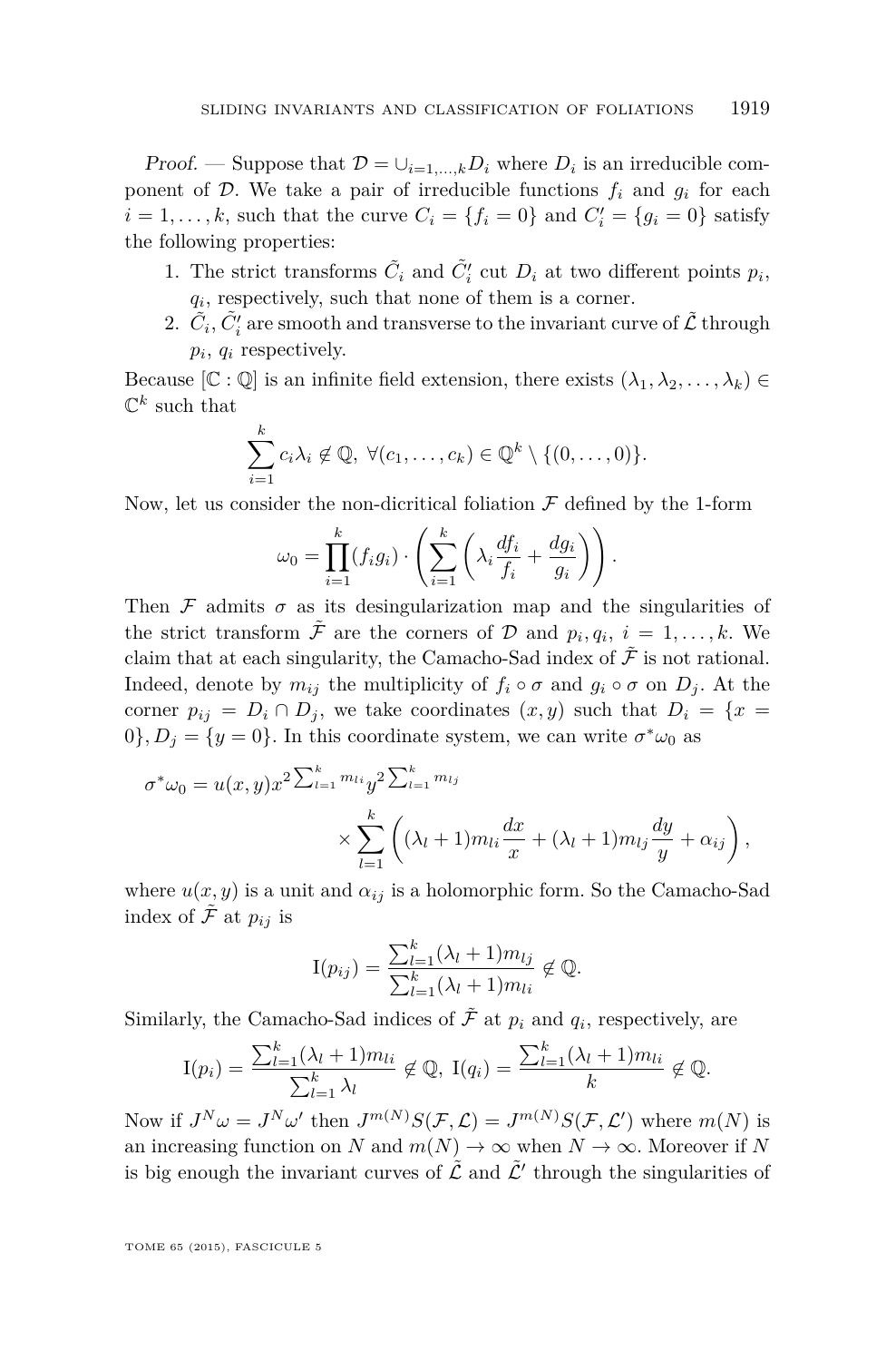*Proof.* — Suppose that $\mathcal{D} = \cup_{i=1,\dots,k} D_i$ where $D_i$ is an irreducible component of $\mathcal{D}$. We take a pair of irreducible functions $f_i$ and $g_i$ for each $i = 1, \dots, k$, such that the curve $C_i = \{f_i = 0\}$ and $C_i' = \{g_i = 0\}$ satisfy the following properties:

1. The strict transforms $\tilde{C}_i$ and $\tilde{C}_i'$ cut $D_i$ at two different points $p_i$, $q_i$, respectively, such that none of them is a corner.
2. $\tilde{C}_i, \tilde{C}_i'$ are smooth and transverse to the invariant curve of $\tilde{\mathcal{L}}$ through $p_i$, $q_i$ respectively.

Because $[\mathbb{C} : \mathbb{Q}]$ is an infinite field extension, there exists $(\lambda_1, \lambda_2, \dots, \lambda_k) \in \mathbb{C}^k$ such that

$$\sum_{i=1}^{k} c_i \lambda_i \notin \mathbb{Q},\ \forall (c_1, \dots, c_k) \in \mathbb{Q}^k \setminus \{(0, \dots, 0)\}.$$

Now, let us consider the non-dicritical foliation $\mathcal{F}$ defined by the 1-form

$$\omega_0 = \prod_{i=1}^{k} (f_i g_i) \cdot \left( \sum_{i=1}^{k} \left( \lambda_i \frac{df_i}{f_i} + \frac{dg_i}{g_i} \right) \right).$$

Then $\mathcal{F}$ admits $\sigma$ as its desingularization map and the singularities of the strict transform $\tilde{\mathcal{F}}$ are the corners of $\mathcal{D}$ and $p_i, q_i$, $i = 1, \dots, k$. We claim that at each singularity, the Camacho-Sad index of $\tilde{\mathcal{F}}$ is not rational. Indeed, denote by $m_{ij}$ the multiplicity of $f_i \circ \sigma$ and $g_i \circ \sigma$ on $D_j$. At the corner $p_{ij} = D_i \cap D_j$, we take coordinates $(x, y)$ such that $D_i = \{x = 0\}, D_j = \{y = 0\}$. In this coordinate system, we can write $\sigma^* \omega_0$ as

$$\sigma^* \omega_0 = u(x,y) x^{2 \sum_{l=1}^{k} m_{li}} y^{2 \sum_{l=1}^{k} m_{lj}} \times \sum_{l=1}^{k} \left( (\lambda_l + 1) m_{li} \frac{dx}{x} + (\lambda_l + 1) m_{lj} \frac{dy}{y} + \alpha_{ij} \right),$$

where $u(x,y)$ is a unit and $\alpha_{ij}$ is a holomorphic form. So the Camacho-Sad index of $\tilde{\mathcal{F}}$ at $p_{ij}$ is

$$\mathrm{I}(p_{ij}) = \frac{\sum_{l=1}^{k} (\lambda_l + 1) m_{lj}}{\sum_{l=1}^{k} (\lambda_l + 1) m_{li}} \notin \mathbb{Q}.$$

Similarly, the Camacho-Sad indices of $\tilde{\mathcal{F}}$ at $p_i$ and $q_i$, respectively, are

$$\mathrm{I}(p_i) = \frac{\sum_{l=1}^{k} (\lambda_l + 1) m_{li}}{\sum_{l=1}^{k} \lambda_l} \notin \mathbb{Q},\ \mathrm{I}(q_i) = \frac{\sum_{l=1}^{k} (\lambda_l + 1) m_{li}}{k} \notin \mathbb{Q}.$$

Now if $J^N \omega = J^N \omega'$ then $J^{m(N)} S(\mathcal{F}, \mathcal{L}) = J^{m(N)} S(\mathcal{F}, \mathcal{L}')$ where $m(N)$ is an increasing function on $N$ and $m(N) \to \infty$ when $N \to \infty$. Moreover if $N$ is big enough the invariant curves of $\tilde{\mathcal{L}}$ and $\tilde{\mathcal{L}}'$ through the singularities of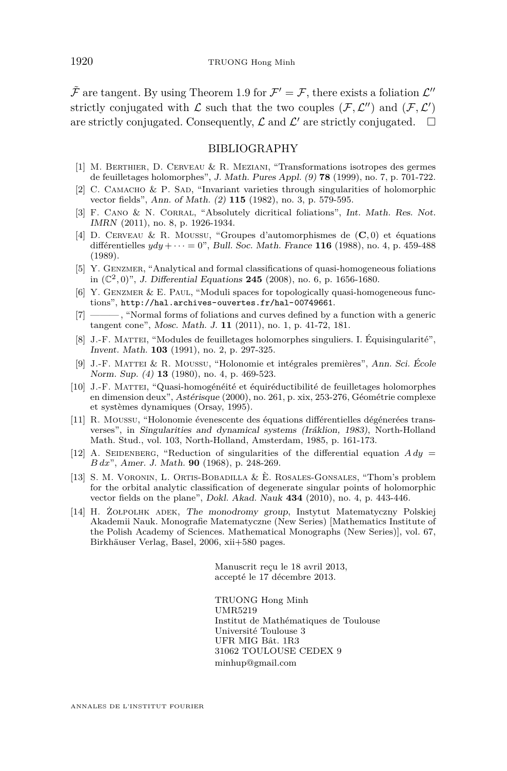$\tilde{\mathcal{F}}$ are tangent. By using Theorem 1.9 for $\mathcal{F}' = \mathcal{F}$, there exists a foliation $\mathcal{L}''$ strictly conjugated with $\mathcal{L}$ such that the two couples $(\mathcal{F}, \mathcal{L}'')$ and $(\mathcal{F}, \mathcal{L}')$ are strictly conjugated. Consequently, $\mathcal{L}$ and $\mathcal{L}'$ are strictly conjugated. $\square$

## BIBLIOGRAPHY

[1] M. Berthier, D. Cerveau & R. Meziani, "Transformations isotropes des germes de feuilletages holomorphes", *J. Math. Pures Appl. (9)* **78** (1999), no. 7, p. 701-722.

[2] C. Camacho & P. Sad, "Invariant varieties through singularities of holomorphic vector fields", *Ann. of Math. (2)* **115** (1982), no. 3, p. 579-595.

[3] F. Cano & N. Corral, "Absolutely dicritical foliations", *Int. Math. Res. Not. IMRN* (2011), no. 8, p. 1926-1934.

[4] D. Cerveau & R. Moussu, "Groupes d'automorphismes de $(\mathbf{C}, 0)$ et équations différentielles $ydy + \cdots = 0$", *Bull. Soc. Math. France* **116** (1988), no. 4, p. 459-488 (1989).

[5] Y. Genzmer, "Analytical and formal classifications of quasi-homogeneous foliations in $(\mathbb{C}^2, 0)$", *J. Differential Equations* **245** (2008), no. 6, p. 1656-1680.

[6] Y. Genzmer & E. Paul, "Moduli spaces for topologically quasi-homogeneous functions", http://hal.archives-ouvertes.fr/hal-00749661.

[7] ———, "Normal forms of foliations and curves defined by a function with a generic tangent cone", *Mosc. Math. J.* **11** (2011), no. 1, p. 41-72, 181.

[8] J.-F. Mattei, "Modules de feuilletages holomorphes singuliers. I. Équisingularité", *Invent. Math.* **103** (1991), no. 2, p. 297-325.

[9] J.-F. Mattei & R. Moussu, "Holonomie et intégrales premières", *Ann. Sci. École Norm. Sup. (4)* **13** (1980), no. 4, p. 469-523.

[10] J.-F. Mattei, "Quasi-homogénéité et équiréductibilité de feuilletages holomorphes en dimension deux", *Astérisque* (2000), no. 261, p. xix, 253-276, Géométrie complexe et systèmes dynamiques (Orsay, 1995).

[11] R. Moussu, "Holonomie évenescente des équations différentielles dégénérées transverses", in *Singularities and dynamical systems (Iráklion, 1983)*, North-Holland Math. Stud., vol. 103, North-Holland, Amsterdam, 1985, p. 161-173.

[12] A. Seidenberg, "Reduction of singularities of the differential equation $A\,dy = B\,dx$", *Amer. J. Math.* **90** (1968), p. 248-269.

[13] S. M. Voronin, L. Ortis-Bobadilla & È. Rosales-Gonsales, "Thom's problem for the orbital analytic classification of degenerate singular points of holomorphic vector fields on the plane", *Dokl. Akad. Nauk* **434** (2010), no. 4, p. 443-446.

[14] H. Żołpolhk adek, *The monodromy group*, Instytut Matematyczny Polskiej Akademii Nauk. Monografie Matematyczne (New Series) [Mathematics Institute of the Polish Academy of Sciences. Mathematical Monographs (New Series)], vol. 67, Birkhäuser Verlag, Basel, 2006, xii+580 pages.

Manuscrit reçu le 18 avril 2013,
accepté le 17 décembre 2013.

TRUONG Hong Minh
UMR5219
Institut de Mathématiques de Toulouse
Université Toulouse 3
UFR MIG Bât. 1R3
31062 TOULOUSE CEDEX 9
minhup@gmail.com